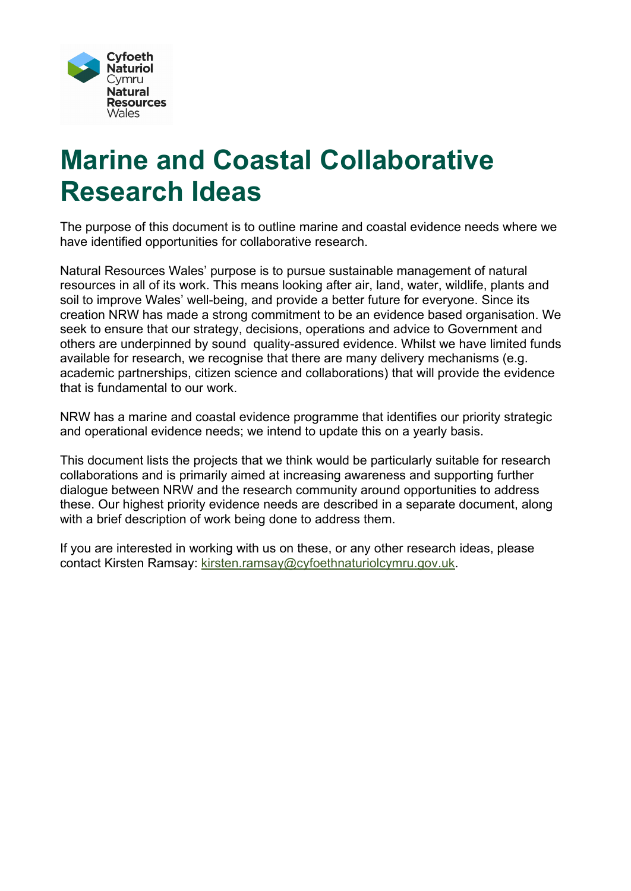Cyfoeth Naturiol Cymru
Natural Resources Wales

# Marine and Coastal Collaborative Research Ideas

The purpose of this document is to outline marine and coastal evidence needs where we have identified opportunities for collaborative research.

Natural Resources Wales' purpose is to pursue sustainable management of natural resources in all of its work. This means looking after air, land, water, wildlife, plants and soil to improve Wales' well-being, and provide a better future for everyone. Since its creation NRW has made a strong commitment to be an evidence based organisation. We seek to ensure that our strategy, decisions, operations and advice to Government and others are underpinned by sound quality-assured evidence. Whilst we have limited funds available for research, we recognise that there are many delivery mechanisms (e.g. academic partnerships, citizen science and collaborations) that will provide the evidence that is fundamental to our work.

NRW has a marine and coastal evidence programme that identifies our priority strategic and operational evidence needs; we intend to update this on a yearly basis.

This document lists the projects that we think would be particularly suitable for research collaborations and is primarily aimed at increasing awareness and supporting further dialogue between NRW and the research community around opportunities to address these. Our highest priority evidence needs are described in a separate document, along with a brief description of work being done to address them.

If you are interested in working with us on these, or any other research ideas, please contact Kirsten Ramsay: kirsten.ramsay@cyfoethnaturiolcymru.gov.uk.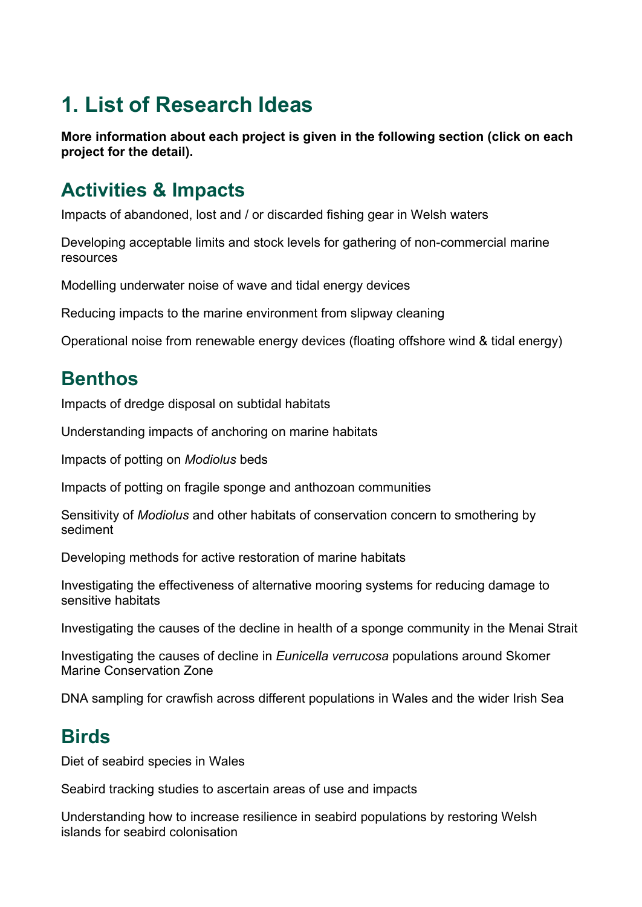# 1. List of Research Ideas

**More information about each project is given in the following section (click on each project for the detail).**

## Activities & Impacts

Impacts of abandoned, lost and / or discarded fishing gear in Welsh waters

Developing acceptable limits and stock levels for gathering of non-commercial marine resources

Modelling underwater noise of wave and tidal energy devices

Reducing impacts to the marine environment from slipway cleaning

Operational noise from renewable energy devices (floating offshore wind & tidal energy)

## Benthos

Impacts of dredge disposal on subtidal habitats

Understanding impacts of anchoring on marine habitats

Impacts of potting on *Modiolus* beds

Impacts of potting on fragile sponge and anthozoan communities

Sensitivity of *Modiolus* and other habitats of conservation concern to smothering by sediment

Developing methods for active restoration of marine habitats

Investigating the effectiveness of alternative mooring systems for reducing damage to sensitive habitats

Investigating the causes of the decline in health of a sponge community in the Menai Strait

Investigating the causes of decline in *Eunicella verrucosa* populations around Skomer Marine Conservation Zone

DNA sampling for crawfish across different populations in Wales and the wider Irish Sea

## Birds

Diet of seabird species in Wales

Seabird tracking studies to ascertain areas of use and impacts

Understanding how to increase resilience in seabird populations by restoring Welsh islands for seabird colonisation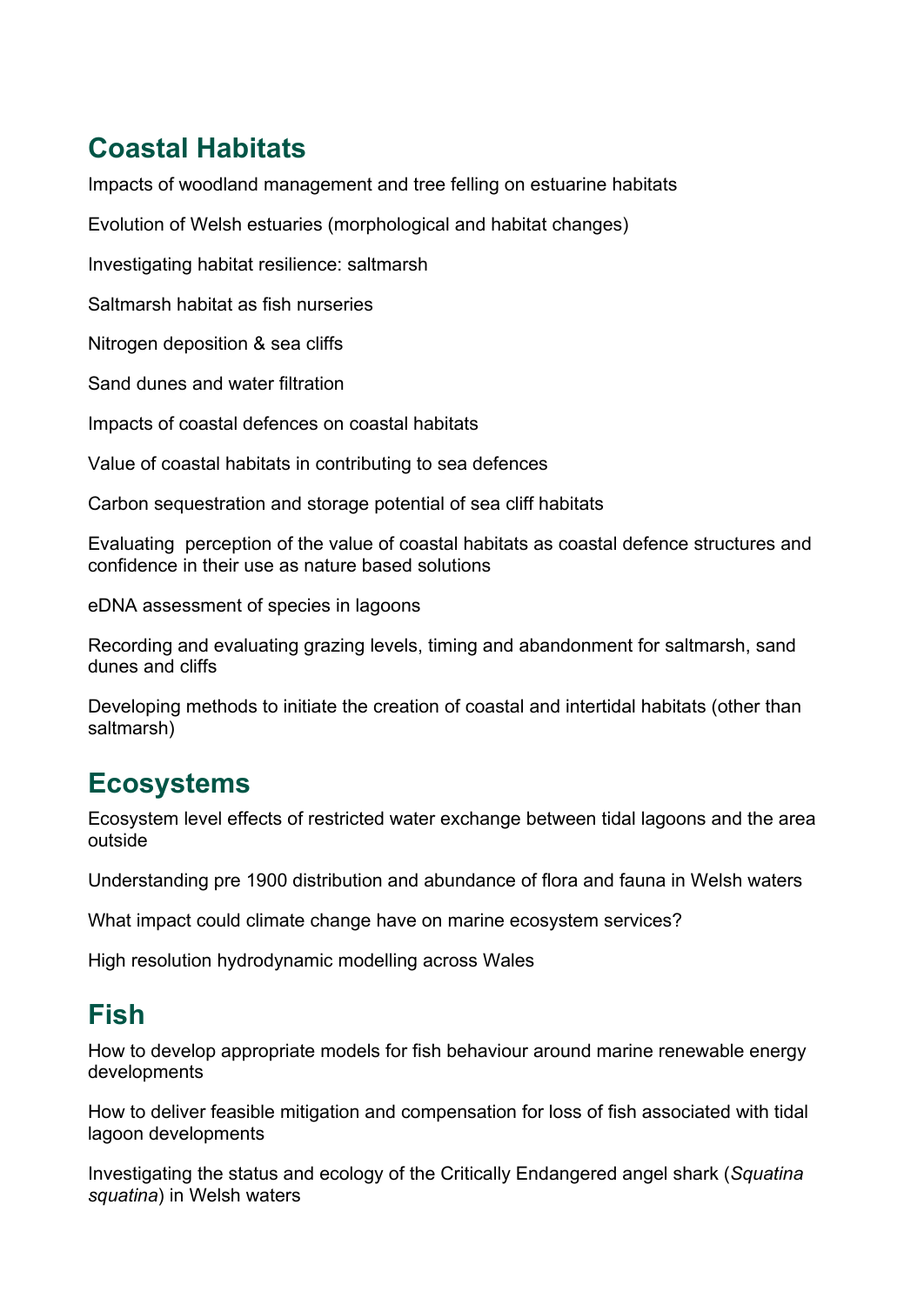## Coastal Habitats

Impacts of woodland management and tree felling on estuarine habitats

Evolution of Welsh estuaries (morphological and habitat changes)

Investigating habitat resilience: saltmarsh

Saltmarsh habitat as fish nurseries

Nitrogen deposition & sea cliffs

Sand dunes and water filtration

Impacts of coastal defences on coastal habitats

Value of coastal habitats in contributing to sea defences

Carbon sequestration and storage potential of sea cliff habitats

Evaluating perception of the value of coastal habitats as coastal defence structures and confidence in their use as nature based solutions

eDNA assessment of species in lagoons

Recording and evaluating grazing levels, timing and abandonment for saltmarsh, sand dunes and cliffs

Developing methods to initiate the creation of coastal and intertidal habitats (other than saltmarsh)

## Ecosystems

Ecosystem level effects of restricted water exchange between tidal lagoons and the area outside

Understanding pre 1900 distribution and abundance of flora and fauna in Welsh waters

What impact could climate change have on marine ecosystem services?

High resolution hydrodynamic modelling across Wales

## Fish

How to develop appropriate models for fish behaviour around marine renewable energy developments

How to deliver feasible mitigation and compensation for loss of fish associated with tidal lagoon developments

Investigating the status and ecology of the Critically Endangered angel shark (*Squatina squatina*) in Welsh waters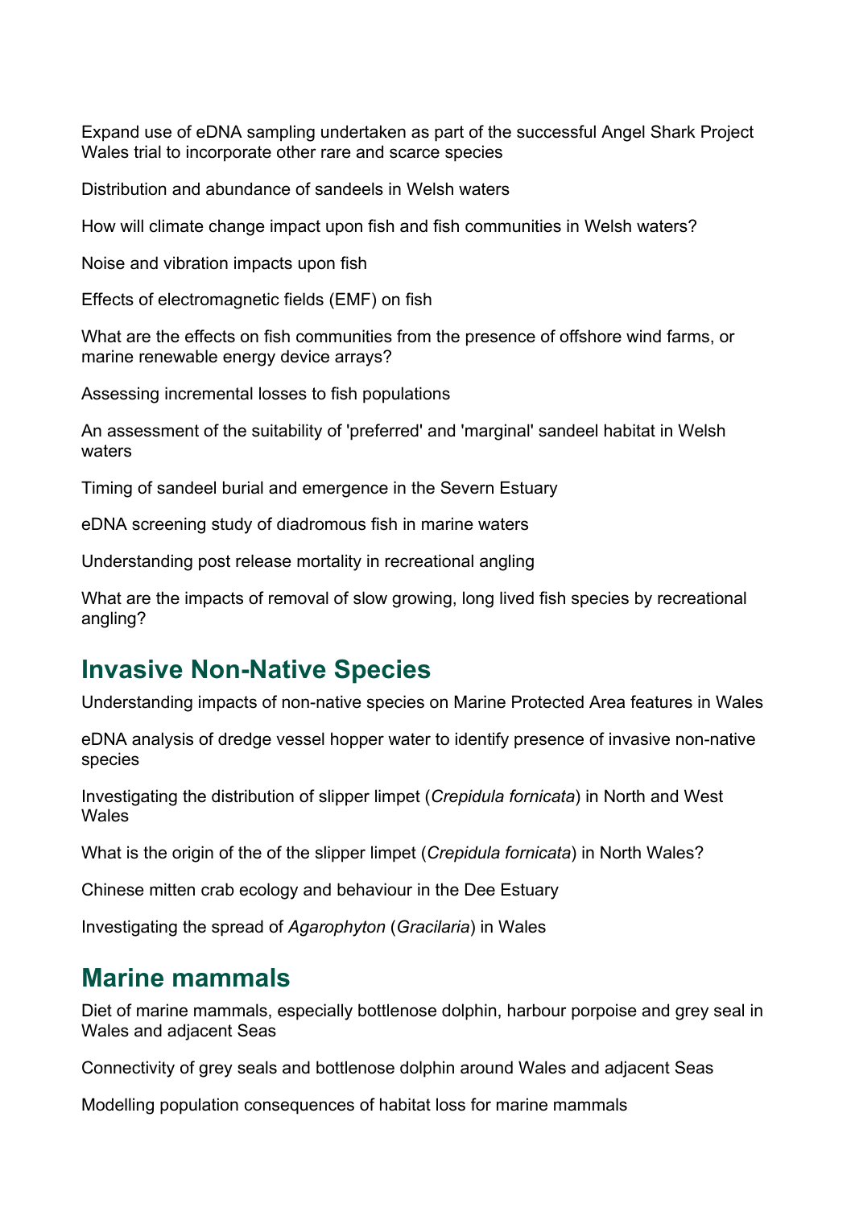Expand use of eDNA sampling undertaken as part of the successful Angel Shark Project Wales trial to incorporate other rare and scarce species

Distribution and abundance of sandeels in Welsh waters

How will climate change impact upon fish and fish communities in Welsh waters?

Noise and vibration impacts upon fish

Effects of electromagnetic fields (EMF) on fish

What are the effects on fish communities from the presence of offshore wind farms, or marine renewable energy device arrays?

Assessing incremental losses to fish populations

An assessment of the suitability of 'preferred' and 'marginal' sandeel habitat in Welsh waters

Timing of sandeel burial and emergence in the Severn Estuary

eDNA screening study of diadromous fish in marine waters

Understanding post release mortality in recreational angling

What are the impacts of removal of slow growing, long lived fish species by recreational angling?

## Invasive Non-Native Species

Understanding impacts of non-native species on Marine Protected Area features in Wales

eDNA analysis of dredge vessel hopper water to identify presence of invasive non-native species

Investigating the distribution of slipper limpet (*Crepidula fornicata*) in North and West Wales

What is the origin of the of the slipper limpet (*Crepidula fornicata*) in North Wales?

Chinese mitten crab ecology and behaviour in the Dee Estuary

Investigating the spread of *Agarophyton* (*Gracilaria*) in Wales

## Marine mammals

Diet of marine mammals, especially bottlenose dolphin, harbour porpoise and grey seal in Wales and adjacent Seas

Connectivity of grey seals and bottlenose dolphin around Wales and adjacent Seas

Modelling population consequences of habitat loss for marine mammals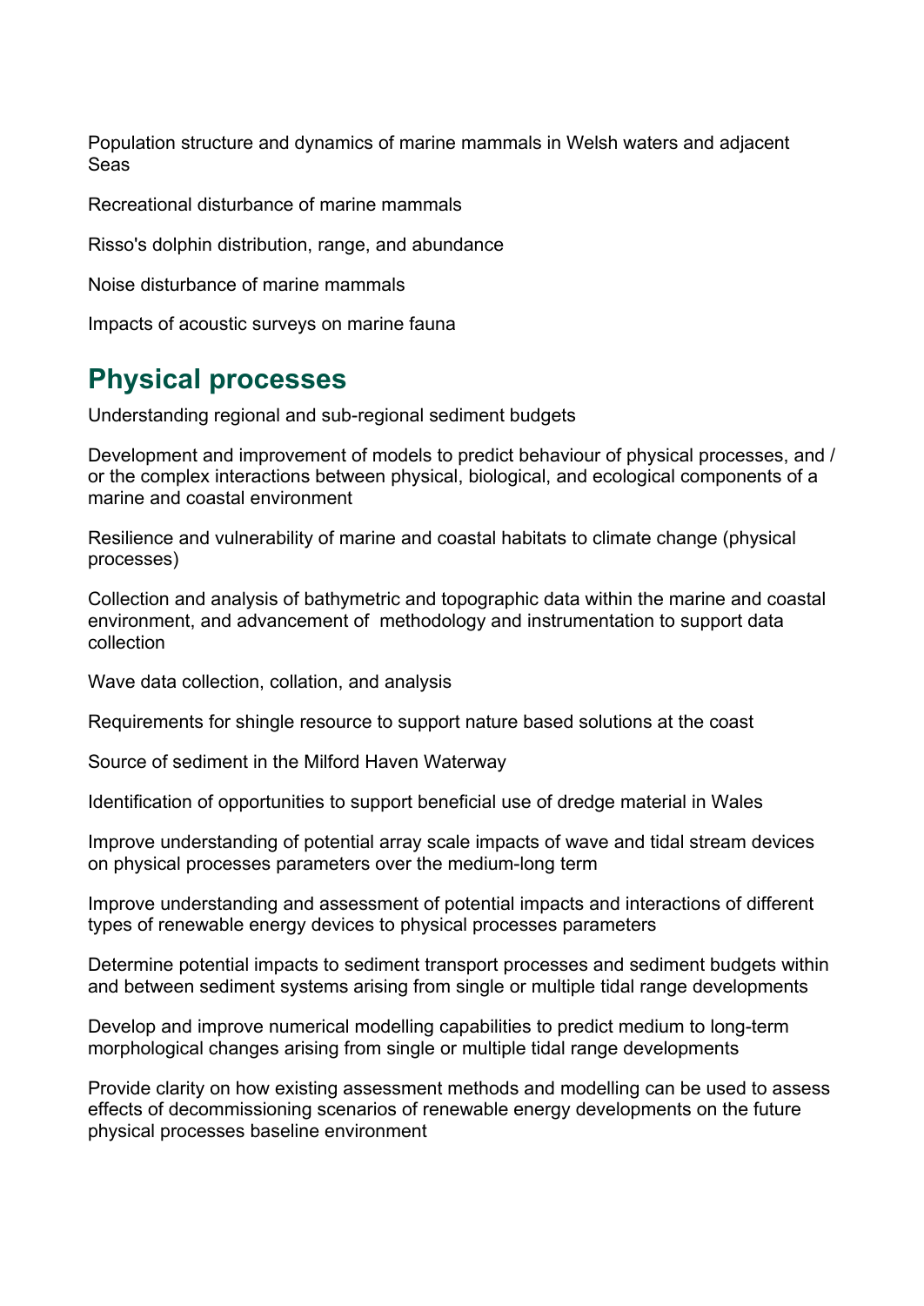Population structure and dynamics of marine mammals in Welsh waters and adjacent Seas

Recreational disturbance of marine mammals

Risso's dolphin distribution, range, and abundance

Noise disturbance of marine mammals

Impacts of acoustic surveys on marine fauna

## Physical processes

Understanding regional and sub-regional sediment budgets

Development and improvement of models to predict behaviour of physical processes, and / or the complex interactions between physical, biological, and ecological components of a marine and coastal environment

Resilience and vulnerability of marine and coastal habitats to climate change (physical processes)

Collection and analysis of bathymetric and topographic data within the marine and coastal environment, and advancement of methodology and instrumentation to support data collection

Wave data collection, collation, and analysis

Requirements for shingle resource to support nature based solutions at the coast

Source of sediment in the Milford Haven Waterway

Identification of opportunities to support beneficial use of dredge material in Wales

Improve understanding of potential array scale impacts of wave and tidal stream devices on physical processes parameters over the medium-long term

Improve understanding and assessment of potential impacts and interactions of different types of renewable energy devices to physical processes parameters

Determine potential impacts to sediment transport processes and sediment budgets within and between sediment systems arising from single or multiple tidal range developments

Develop and improve numerical modelling capabilities to predict medium to long-term morphological changes arising from single or multiple tidal range developments

Provide clarity on how existing assessment methods and modelling can be used to assess effects of decommissioning scenarios of renewable energy developments on the future physical processes baseline environment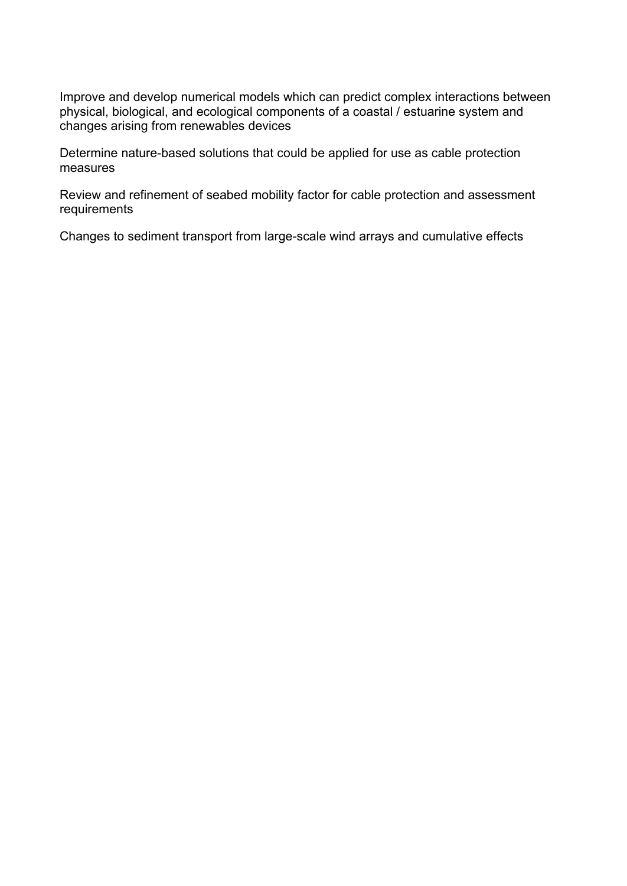Improve and develop numerical models which can predict complex interactions between physical, biological, and ecological components of a coastal / estuarine system and changes arising from renewables devices

Determine nature-based solutions that could be applied for use as cable protection measures

Review and refinement of seabed mobility factor for cable protection and assessment requirements

Changes to sediment transport from large-scale wind arrays and cumulative effects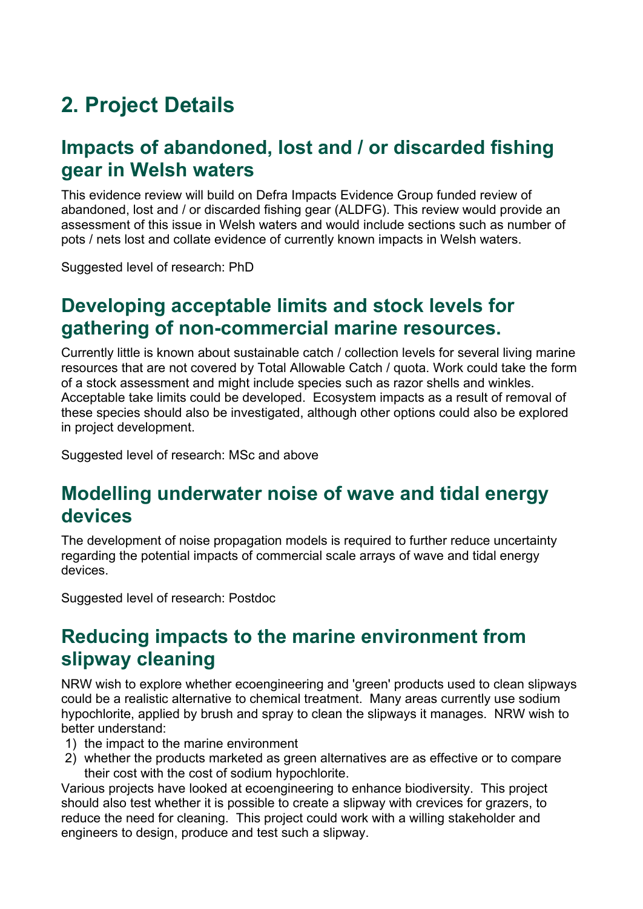# 2. Project Details

## Impacts of abandoned, lost and / or discarded fishing gear in Welsh waters

This evidence review will build on Defra Impacts Evidence Group funded review of abandoned, lost and / or discarded fishing gear (ALDFG). This review would provide an assessment of this issue in Welsh waters and would include sections such as number of pots / nets lost and collate evidence of currently known impacts in Welsh waters.

Suggested level of research: PhD

## Developing acceptable limits and stock levels for gathering of non-commercial marine resources.

Currently little is known about sustainable catch / collection levels for several living marine resources that are not covered by Total Allowable Catch / quota. Work could take the form of a stock assessment and might include species such as razor shells and winkles. Acceptable take limits could be developed. Ecosystem impacts as a result of removal of these species should also be investigated, although other options could also be explored in project development.

Suggested level of research: MSc and above

## Modelling underwater noise of wave and tidal energy devices

The development of noise propagation models is required to further reduce uncertainty regarding the potential impacts of commercial scale arrays of wave and tidal energy devices.

Suggested level of research: Postdoc

## Reducing impacts to the marine environment from slipway cleaning

NRW wish to explore whether ecoengineering and 'green' products used to clean slipways could be a realistic alternative to chemical treatment. Many areas currently use sodium hypochlorite, applied by brush and spray to clean the slipways it manages. NRW wish to better understand:

1) the impact to the marine environment
2) whether the products marketed as green alternatives are as effective or to compare their cost with the cost of sodium hypochlorite.

Various projects have looked at ecoengineering to enhance biodiversity. This project should also test whether it is possible to create a slipway with crevices for grazers, to reduce the need for cleaning. This project could work with a willing stakeholder and engineers to design, produce and test such a slipway.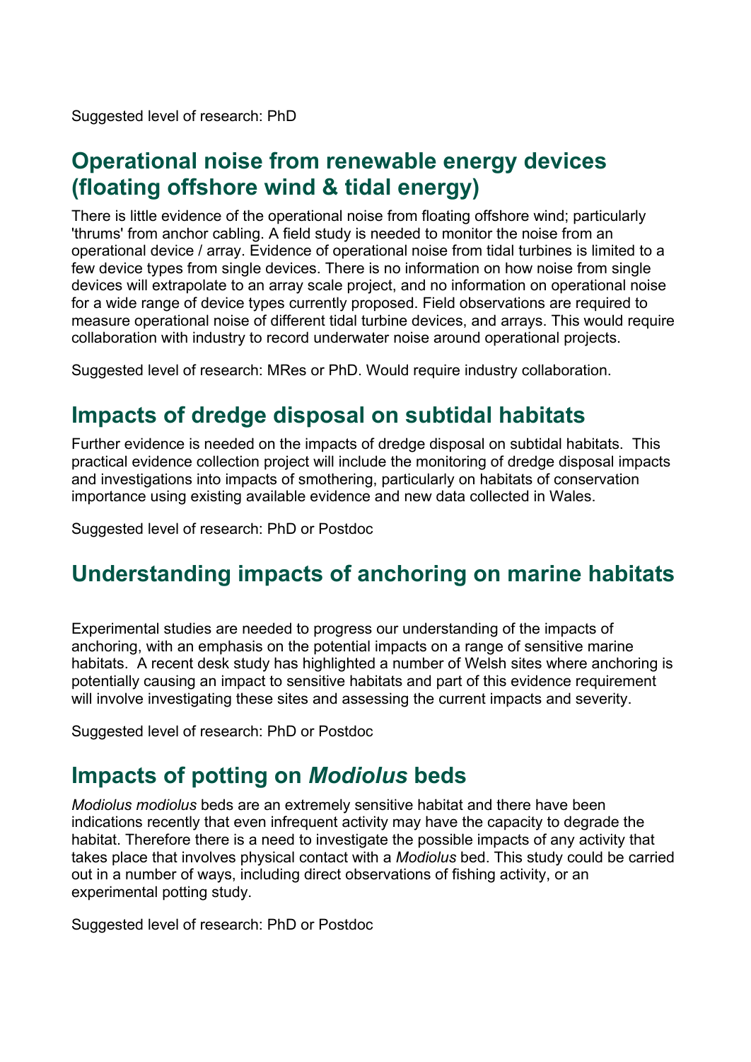Suggested level of research: PhD

## Operational noise from renewable energy devices (floating offshore wind & tidal energy)

There is little evidence of the operational noise from floating offshore wind; particularly 'thrums' from anchor cabling. A field study is needed to monitor the noise from an operational device / array. Evidence of operational noise from tidal turbines is limited to a few device types from single devices. There is no information on how noise from single devices will extrapolate to an array scale project, and no information on operational noise for a wide range of device types currently proposed. Field observations are required to measure operational noise of different tidal turbine devices, and arrays. This would require collaboration with industry to record underwater noise around operational projects.

Suggested level of research: MRes or PhD. Would require industry collaboration.

## Impacts of dredge disposal on subtidal habitats

Further evidence is needed on the impacts of dredge disposal on subtidal habitats. This practical evidence collection project will include the monitoring of dredge disposal impacts and investigations into impacts of smothering, particularly on habitats of conservation importance using existing available evidence and new data collected in Wales.

Suggested level of research: PhD or Postdoc

## Understanding impacts of anchoring on marine habitats

Experimental studies are needed to progress our understanding of the impacts of anchoring, with an emphasis on the potential impacts on a range of sensitive marine habitats. A recent desk study has highlighted a number of Welsh sites where anchoring is potentially causing an impact to sensitive habitats and part of this evidence requirement will involve investigating these sites and assessing the current impacts and severity.

Suggested level of research: PhD or Postdoc

## Impacts of potting on *Modiolus* beds

*Modiolus modiolus* beds are an extremely sensitive habitat and there have been indications recently that even infrequent activity may have the capacity to degrade the habitat. Therefore there is a need to investigate the possible impacts of any activity that takes place that involves physical contact with a *Modiolus* bed. This study could be carried out in a number of ways, including direct observations of fishing activity, or an experimental potting study.

Suggested level of research: PhD or Postdoc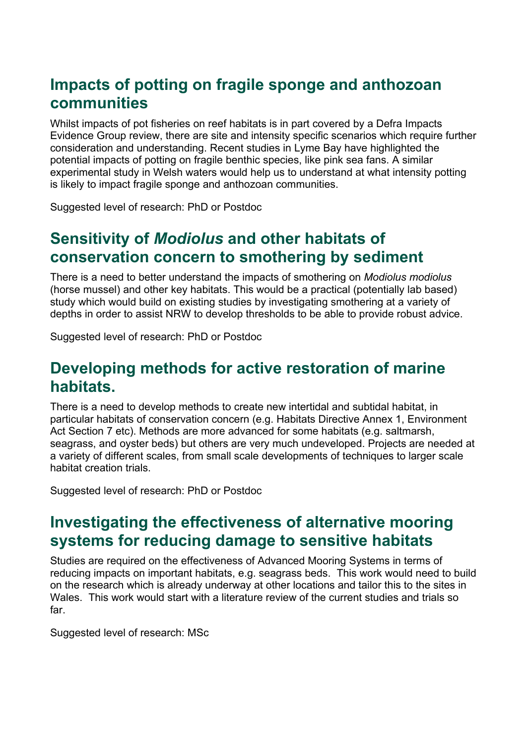## Impacts of potting on fragile sponge and anthozoan communities

Whilst impacts of pot fisheries on reef habitats is in part covered by a Defra Impacts Evidence Group review, there are site and intensity specific scenarios which require further consideration and understanding. Recent studies in Lyme Bay have highlighted the potential impacts of potting on fragile benthic species, like pink sea fans. A similar experimental study in Welsh waters would help us to understand at what intensity potting is likely to impact fragile sponge and anthozoan communities.

Suggested level of research: PhD or Postdoc

## Sensitivity of *Modiolus* and other habitats of conservation concern to smothering by sediment

There is a need to better understand the impacts of smothering on *Modiolus modiolus* (horse mussel) and other key habitats. This would be a practical (potentially lab based) study which would build on existing studies by investigating smothering at a variety of depths in order to assist NRW to develop thresholds to be able to provide robust advice.

Suggested level of research: PhD or Postdoc

## Developing methods for active restoration of marine habitats.

There is a need to develop methods to create new intertidal and subtidal habitat, in particular habitats of conservation concern (e.g. Habitats Directive Annex 1, Environment Act Section 7 etc). Methods are more advanced for some habitats (e.g. saltmarsh, seagrass, and oyster beds) but others are very much undeveloped. Projects are needed at a variety of different scales, from small scale developments of techniques to larger scale habitat creation trials.

Suggested level of research: PhD or Postdoc

## Investigating the effectiveness of alternative mooring systems for reducing damage to sensitive habitats

Studies are required on the effectiveness of Advanced Mooring Systems in terms of reducing impacts on important habitats, e.g. seagrass beds. This work would need to build on the research which is already underway at other locations and tailor this to the sites in Wales. This work would start with a literature review of the current studies and trials so far.

Suggested level of research: MSc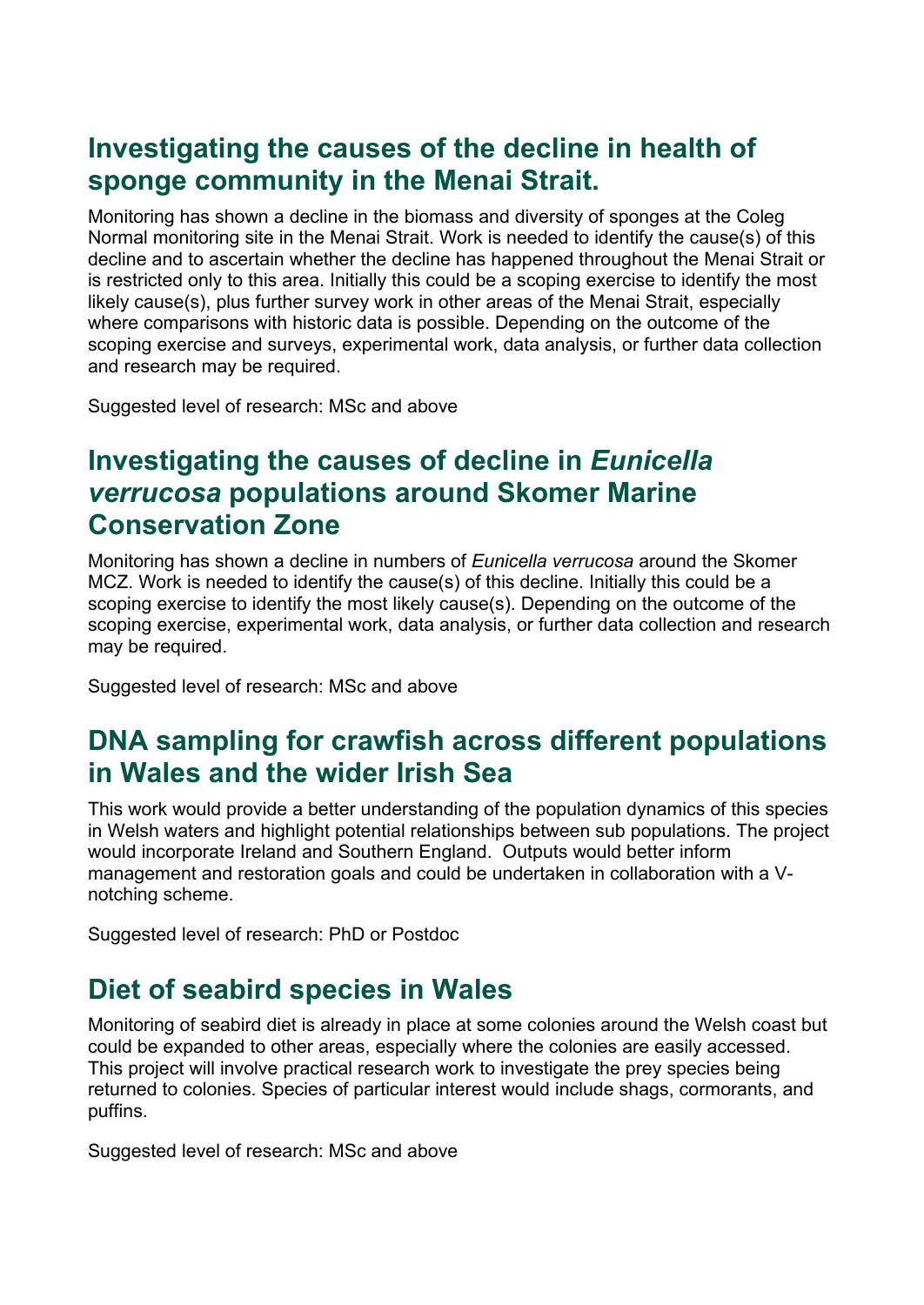## Investigating the causes of the decline in health of sponge community in the Menai Strait.

Monitoring has shown a decline in the biomass and diversity of sponges at the Coleg Normal monitoring site in the Menai Strait. Work is needed to identify the cause(s) of this decline and to ascertain whether the decline has happened throughout the Menai Strait or is restricted only to this area. Initially this could be a scoping exercise to identify the most likely cause(s), plus further survey work in other areas of the Menai Strait, especially where comparisons with historic data is possible. Depending on the outcome of the scoping exercise and surveys, experimental work, data analysis, or further data collection and research may be required.

Suggested level of research: MSc and above

## Investigating the causes of decline in *Eunicella verrucosa* populations around Skomer Marine Conservation Zone

Monitoring has shown a decline in numbers of *Eunicella verrucosa* around the Skomer MCZ. Work is needed to identify the cause(s) of this decline. Initially this could be a scoping exercise to identify the most likely cause(s). Depending on the outcome of the scoping exercise, experimental work, data analysis, or further data collection and research may be required.

Suggested level of research: MSc and above

## DNA sampling for crawfish across different populations in Wales and the wider Irish Sea

This work would provide a better understanding of the population dynamics of this species in Welsh waters and highlight potential relationships between sub populations. The project would incorporate Ireland and Southern England. Outputs would better inform management and restoration goals and could be undertaken in collaboration with a V-notching scheme.

Suggested level of research: PhD or Postdoc

## Diet of seabird species in Wales

Monitoring of seabird diet is already in place at some colonies around the Welsh coast but could be expanded to other areas, especially where the colonies are easily accessed. This project will involve practical research work to investigate the prey species being returned to colonies. Species of particular interest would include shags, cormorants, and puffins.

Suggested level of research: MSc and above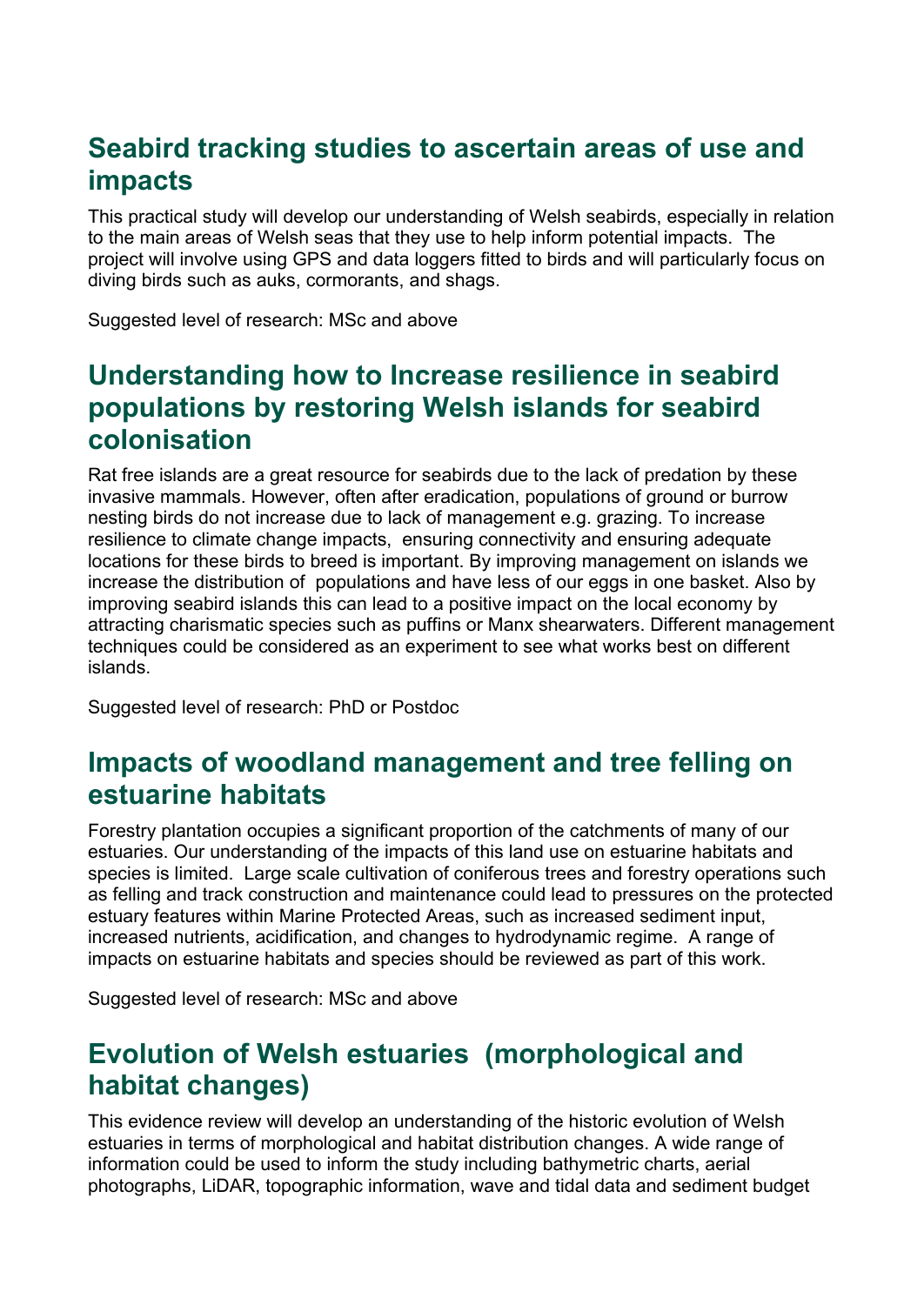## Seabird tracking studies to ascertain areas of use and impacts

This practical study will develop our understanding of Welsh seabirds, especially in relation to the main areas of Welsh seas that they use to help inform potential impacts. The project will involve using GPS and data loggers fitted to birds and will particularly focus on diving birds such as auks, cormorants, and shags.

Suggested level of research: MSc and above

## Understanding how to Increase resilience in seabird populations by restoring Welsh islands for seabird colonisation

Rat free islands are a great resource for seabirds due to the lack of predation by these invasive mammals. However, often after eradication, populations of ground or burrow nesting birds do not increase due to lack of management e.g. grazing. To increase resilience to climate change impacts, ensuring connectivity and ensuring adequate locations for these birds to breed is important. By improving management on islands we increase the distribution of populations and have less of our eggs in one basket. Also by improving seabird islands this can lead to a positive impact on the local economy by attracting charismatic species such as puffins or Manx shearwaters. Different management techniques could be considered as an experiment to see what works best on different islands.

Suggested level of research: PhD or Postdoc

## Impacts of woodland management and tree felling on estuarine habitats

Forestry plantation occupies a significant proportion of the catchments of many of our estuaries. Our understanding of the impacts of this land use on estuarine habitats and species is limited. Large scale cultivation of coniferous trees and forestry operations such as felling and track construction and maintenance could lead to pressures on the protected estuary features within Marine Protected Areas, such as increased sediment input, increased nutrients, acidification, and changes to hydrodynamic regime. A range of impacts on estuarine habitats and species should be reviewed as part of this work.

Suggested level of research: MSc and above

## Evolution of Welsh estuaries (morphological and habitat changes)

This evidence review will develop an understanding of the historic evolution of Welsh estuaries in terms of morphological and habitat distribution changes. A wide range of information could be used to inform the study including bathymetric charts, aerial photographs, LiDAR, topographic information, wave and tidal data and sediment budget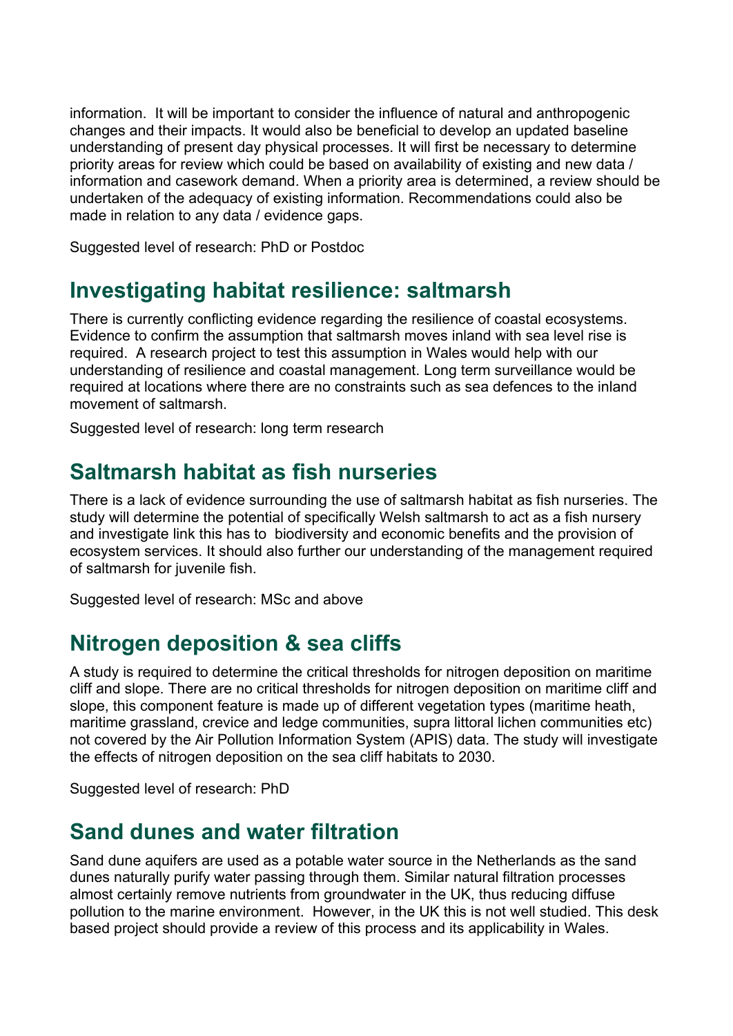information. It will be important to consider the influence of natural and anthropogenic changes and their impacts. It would also be beneficial to develop an updated baseline understanding of present day physical processes. It will first be necessary to determine priority areas for review which could be based on availability of existing and new data / information and casework demand. When a priority area is determined, a review should be undertaken of the adequacy of existing information. Recommendations could also be made in relation to any data / evidence gaps.

Suggested level of research: PhD or Postdoc

## Investigating habitat resilience: saltmarsh

There is currently conflicting evidence regarding the resilience of coastal ecosystems. Evidence to confirm the assumption that saltmarsh moves inland with sea level rise is required. A research project to test this assumption in Wales would help with our understanding of resilience and coastal management. Long term surveillance would be required at locations where there are no constraints such as sea defences to the inland movement of saltmarsh.

Suggested level of research: long term research

## Saltmarsh habitat as fish nurseries

There is a lack of evidence surrounding the use of saltmarsh habitat as fish nurseries. The study will determine the potential of specifically Welsh saltmarsh to act as a fish nursery and investigate link this has to biodiversity and economic benefits and the provision of ecosystem services. It should also further our understanding of the management required of saltmarsh for juvenile fish.

Suggested level of research: MSc and above

## Nitrogen deposition & sea cliffs

A study is required to determine the critical thresholds for nitrogen deposition on maritime cliff and slope. There are no critical thresholds for nitrogen deposition on maritime cliff and slope, this component feature is made up of different vegetation types (maritime heath, maritime grassland, crevice and ledge communities, supra littoral lichen communities etc) not covered by the Air Pollution Information System (APIS) data. The study will investigate the effects of nitrogen deposition on the sea cliff habitats to 2030.

Suggested level of research: PhD

## Sand dunes and water filtration

Sand dune aquifers are used as a potable water source in the Netherlands as the sand dunes naturally purify water passing through them. Similar natural filtration processes almost certainly remove nutrients from groundwater in the UK, thus reducing diffuse pollution to the marine environment. However, in the UK this is not well studied. This desk based project should provide a review of this process and its applicability in Wales.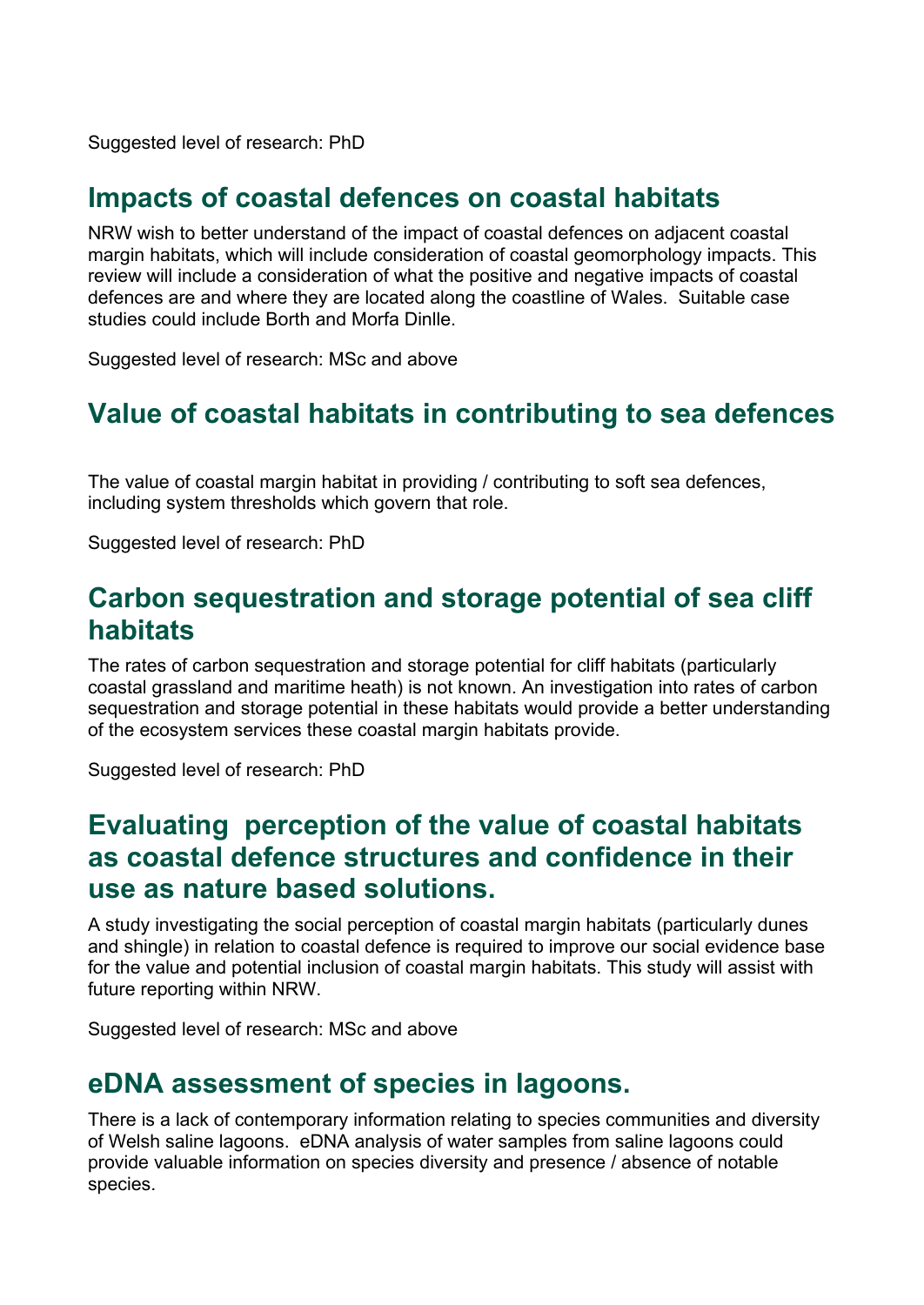Suggested level of research: PhD

## Impacts of coastal defences on coastal habitats

NRW wish to better understand of the impact of coastal defences on adjacent coastal margin habitats, which will include consideration of coastal geomorphology impacts. This review will include a consideration of what the positive and negative impacts of coastal defences are and where they are located along the coastline of Wales. Suitable case studies could include Borth and Morfa Dinlle.

Suggested level of research: MSc and above

## Value of coastal habitats in contributing to sea defences

The value of coastal margin habitat in providing / contributing to soft sea defences, including system thresholds which govern that role.

Suggested level of research: PhD

## Carbon sequestration and storage potential of sea cliff habitats

The rates of carbon sequestration and storage potential for cliff habitats (particularly coastal grassland and maritime heath) is not known. An investigation into rates of carbon sequestration and storage potential in these habitats would provide a better understanding of the ecosystem services these coastal margin habitats provide.

Suggested level of research: PhD

## Evaluating perception of the value of coastal habitats as coastal defence structures and confidence in their use as nature based solutions.

A study investigating the social perception of coastal margin habitats (particularly dunes and shingle) in relation to coastal defence is required to improve our social evidence base for the value and potential inclusion of coastal margin habitats. This study will assist with future reporting within NRW.

Suggested level of research: MSc and above

## eDNA assessment of species in lagoons.

There is a lack of contemporary information relating to species communities and diversity of Welsh saline lagoons. eDNA analysis of water samples from saline lagoons could provide valuable information on species diversity and presence / absence of notable species.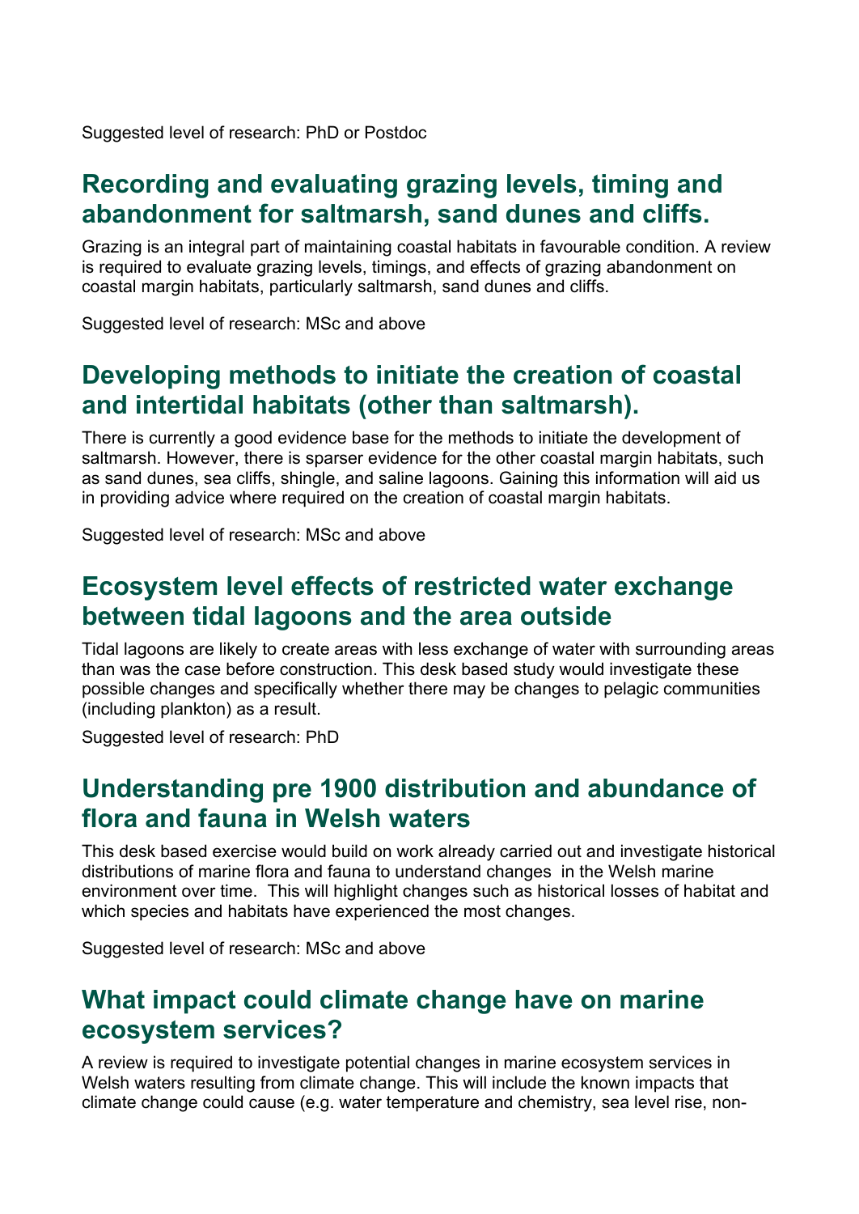Suggested level of research: PhD or Postdoc

## Recording and evaluating grazing levels, timing and abandonment for saltmarsh, sand dunes and cliffs.

Grazing is an integral part of maintaining coastal habitats in favourable condition. A review is required to evaluate grazing levels, timings, and effects of grazing abandonment on coastal margin habitats, particularly saltmarsh, sand dunes and cliffs.

Suggested level of research: MSc and above

## Developing methods to initiate the creation of coastal and intertidal habitats (other than saltmarsh).

There is currently a good evidence base for the methods to initiate the development of saltmarsh. However, there is sparser evidence for the other coastal margin habitats, such as sand dunes, sea cliffs, shingle, and saline lagoons. Gaining this information will aid us in providing advice where required on the creation of coastal margin habitats.

Suggested level of research: MSc and above

## Ecosystem level effects of restricted water exchange between tidal lagoons and the area outside

Tidal lagoons are likely to create areas with less exchange of water with surrounding areas than was the case before construction. This desk based study would investigate these possible changes and specifically whether there may be changes to pelagic communities (including plankton) as a result.

Suggested level of research: PhD

## Understanding pre 1900 distribution and abundance of flora and fauna in Welsh waters

This desk based exercise would build on work already carried out and investigate historical distributions of marine flora and fauna to understand changes in the Welsh marine environment over time. This will highlight changes such as historical losses of habitat and which species and habitats have experienced the most changes.

Suggested level of research: MSc and above

## What impact could climate change have on marine ecosystem services?

A review is required to investigate potential changes in marine ecosystem services in Welsh waters resulting from climate change. This will include the known impacts that climate change could cause (e.g. water temperature and chemistry, sea level rise, non-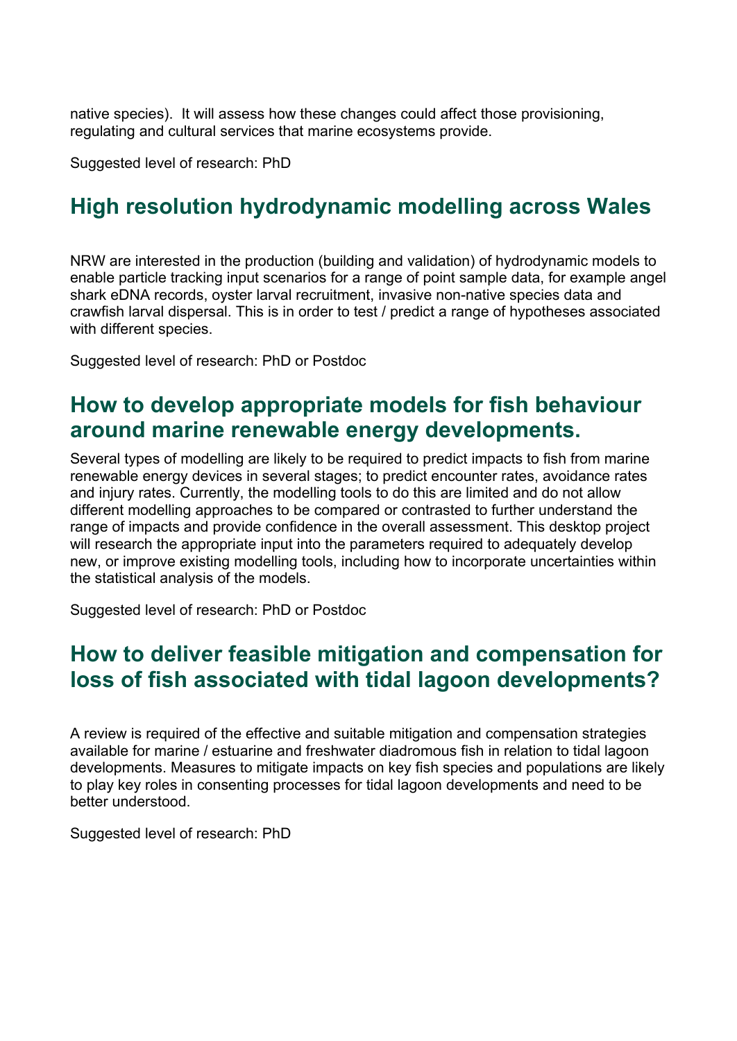native species). It will assess how these changes could affect those provisioning, regulating and cultural services that marine ecosystems provide.

Suggested level of research: PhD

## High resolution hydrodynamic modelling across Wales

NRW are interested in the production (building and validation) of hydrodynamic models to enable particle tracking input scenarios for a range of point sample data, for example angel shark eDNA records, oyster larval recruitment, invasive non-native species data and crawfish larval dispersal. This is in order to test / predict a range of hypotheses associated with different species.

Suggested level of research: PhD or Postdoc

## How to develop appropriate models for fish behaviour around marine renewable energy developments.

Several types of modelling are likely to be required to predict impacts to fish from marine renewable energy devices in several stages; to predict encounter rates, avoidance rates and injury rates. Currently, the modelling tools to do this are limited and do not allow different modelling approaches to be compared or contrasted to further understand the range of impacts and provide confidence in the overall assessment. This desktop project will research the appropriate input into the parameters required to adequately develop new, or improve existing modelling tools, including how to incorporate uncertainties within the statistical analysis of the models.

Suggested level of research: PhD or Postdoc

## How to deliver feasible mitigation and compensation for loss of fish associated with tidal lagoon developments?

A review is required of the effective and suitable mitigation and compensation strategies available for marine / estuarine and freshwater diadromous fish in relation to tidal lagoon developments. Measures to mitigate impacts on key fish species and populations are likely to play key roles in consenting processes for tidal lagoon developments and need to be better understood.

Suggested level of research: PhD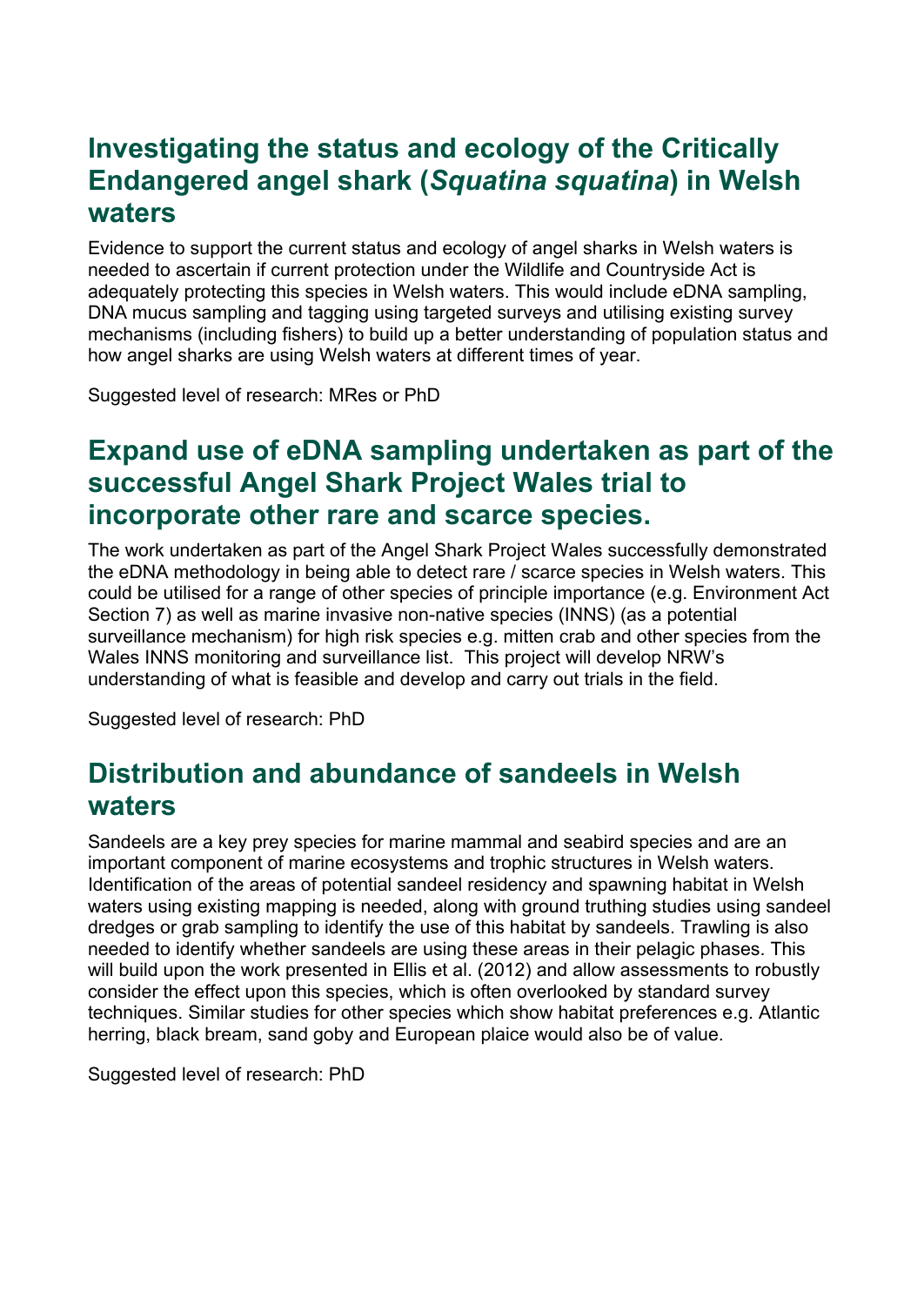## Investigating the status and ecology of the Critically Endangered angel shark (*Squatina squatina*) in Welsh waters

Evidence to support the current status and ecology of angel sharks in Welsh waters is needed to ascertain if current protection under the Wildlife and Countryside Act is adequately protecting this species in Welsh waters. This would include eDNA sampling, DNA mucus sampling and tagging using targeted surveys and utilising existing survey mechanisms (including fishers) to build up a better understanding of population status and how angel sharks are using Welsh waters at different times of year.

Suggested level of research: MRes or PhD

## Expand use of eDNA sampling undertaken as part of the successful Angel Shark Project Wales trial to incorporate other rare and scarce species.

The work undertaken as part of the Angel Shark Project Wales successfully demonstrated the eDNA methodology in being able to detect rare / scarce species in Welsh waters. This could be utilised for a range of other species of principle importance (e.g. Environment Act Section 7) as well as marine invasive non-native species (INNS) (as a potential surveillance mechanism) for high risk species e.g. mitten crab and other species from the Wales INNS monitoring and surveillance list. This project will develop NRW's understanding of what is feasible and develop and carry out trials in the field.

Suggested level of research: PhD

## Distribution and abundance of sandeels in Welsh waters

Sandeels are a key prey species for marine mammal and seabird species and are an important component of marine ecosystems and trophic structures in Welsh waters. Identification of the areas of potential sandeel residency and spawning habitat in Welsh waters using existing mapping is needed, along with ground truthing studies using sandeel dredges or grab sampling to identify the use of this habitat by sandeels. Trawling is also needed to identify whether sandeels are using these areas in their pelagic phases. This will build upon the work presented in Ellis et al. (2012) and allow assessments to robustly consider the effect upon this species, which is often overlooked by standard survey techniques. Similar studies for other species which show habitat preferences e.g. Atlantic herring, black bream, sand goby and European plaice would also be of value.

Suggested level of research: PhD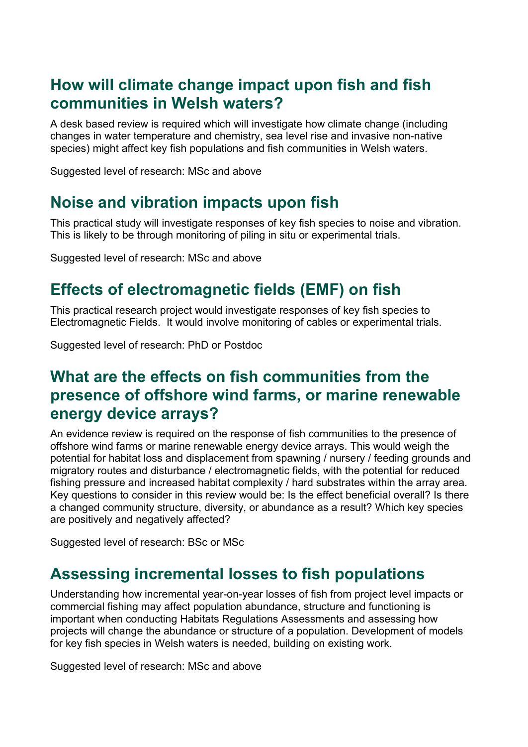## How will climate change impact upon fish and fish communities in Welsh waters?

A desk based review is required which will investigate how climate change (including changes in water temperature and chemistry, sea level rise and invasive non-native species) might affect key fish populations and fish communities in Welsh waters.

Suggested level of research: MSc and above

## Noise and vibration impacts upon fish

This practical study will investigate responses of key fish species to noise and vibration. This is likely to be through monitoring of piling in situ or experimental trials.

Suggested level of research: MSc and above

## Effects of electromagnetic fields (EMF) on fish

This practical research project would investigate responses of key fish species to Electromagnetic Fields. It would involve monitoring of cables or experimental trials.

Suggested level of research: PhD or Postdoc

## What are the effects on fish communities from the presence of offshore wind farms, or marine renewable energy device arrays?

An evidence review is required on the response of fish communities to the presence of offshore wind farms or marine renewable energy device arrays. This would weigh the potential for habitat loss and displacement from spawning / nursery / feeding grounds and migratory routes and disturbance / electromagnetic fields, with the potential for reduced fishing pressure and increased habitat complexity / hard substrates within the array area. Key questions to consider in this review would be: Is the effect beneficial overall? Is there a changed community structure, diversity, or abundance as a result? Which key species are positively and negatively affected?

Suggested level of research: BSc or MSc

## Assessing incremental losses to fish populations

Understanding how incremental year-on-year losses of fish from project level impacts or commercial fishing may affect population abundance, structure and functioning is important when conducting Habitats Regulations Assessments and assessing how projects will change the abundance or structure of a population. Development of models for key fish species in Welsh waters is needed, building on existing work.

Suggested level of research: MSc and above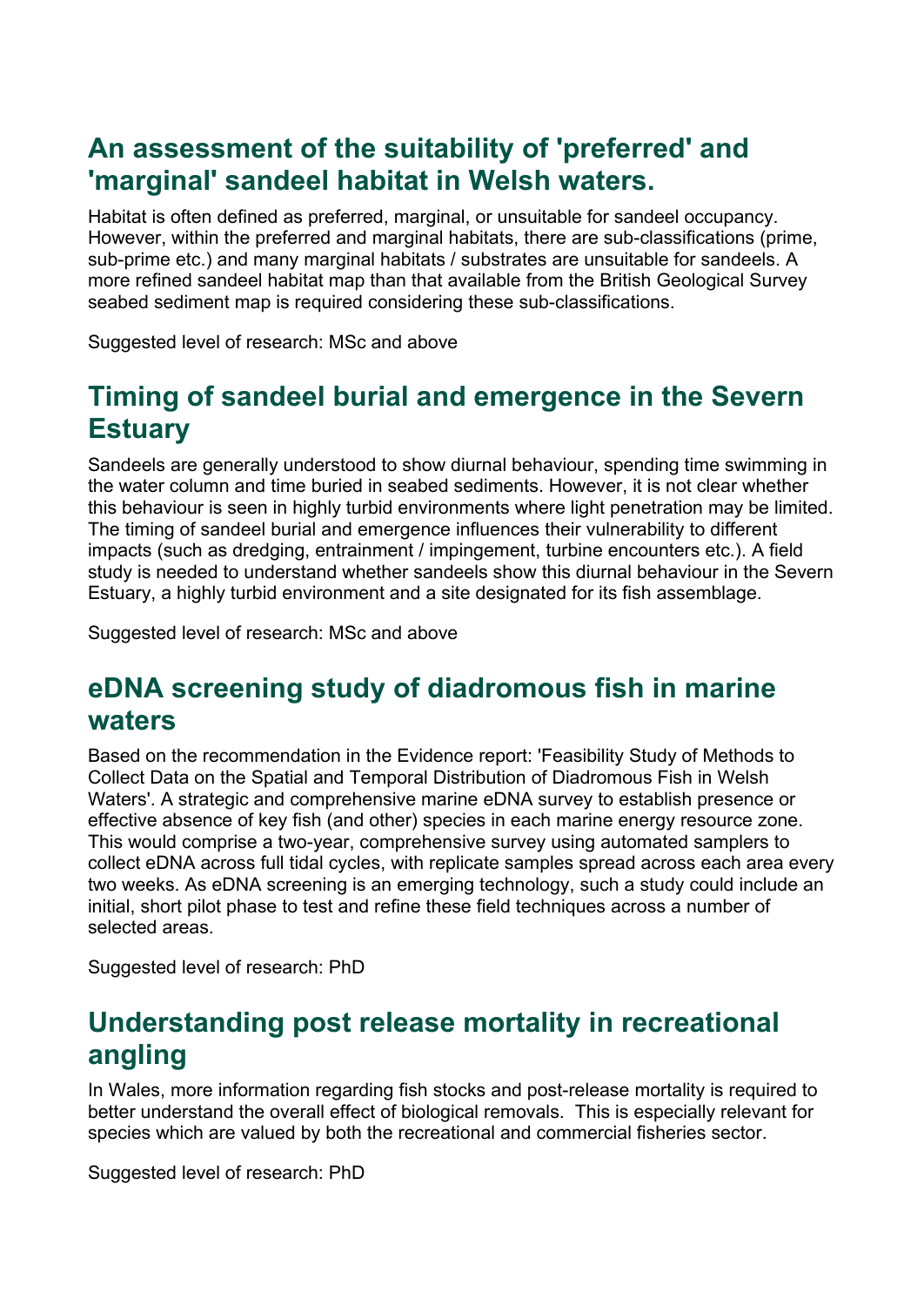## An assessment of the suitability of 'preferred' and 'marginal' sandeel habitat in Welsh waters.

Habitat is often defined as preferred, marginal, or unsuitable for sandeel occupancy. However, within the preferred and marginal habitats, there are sub-classifications (prime, sub-prime etc.) and many marginal habitats / substrates are unsuitable for sandeels. A more refined sandeel habitat map than that available from the British Geological Survey seabed sediment map is required considering these sub-classifications.

Suggested level of research: MSc and above

## Timing of sandeel burial and emergence in the Severn Estuary

Sandeels are generally understood to show diurnal behaviour, spending time swimming in the water column and time buried in seabed sediments. However, it is not clear whether this behaviour is seen in highly turbid environments where light penetration may be limited. The timing of sandeel burial and emergence influences their vulnerability to different impacts (such as dredging, entrainment / impingement, turbine encounters etc.). A field study is needed to understand whether sandeels show this diurnal behaviour in the Severn Estuary, a highly turbid environment and a site designated for its fish assemblage.

Suggested level of research: MSc and above

## eDNA screening study of diadromous fish in marine waters

Based on the recommendation in the Evidence report: 'Feasibility Study of Methods to Collect Data on the Spatial and Temporal Distribution of Diadromous Fish in Welsh Waters'. A strategic and comprehensive marine eDNA survey to establish presence or effective absence of key fish (and other) species in each marine energy resource zone. This would comprise a two-year, comprehensive survey using automated samplers to collect eDNA across full tidal cycles, with replicate samples spread across each area every two weeks. As eDNA screening is an emerging technology, such a study could include an initial, short pilot phase to test and refine these field techniques across a number of selected areas.

Suggested level of research: PhD

## Understanding post release mortality in recreational angling

In Wales, more information regarding fish stocks and post-release mortality is required to better understand the overall effect of biological removals. This is especially relevant for species which are valued by both the recreational and commercial fisheries sector.

Suggested level of research: PhD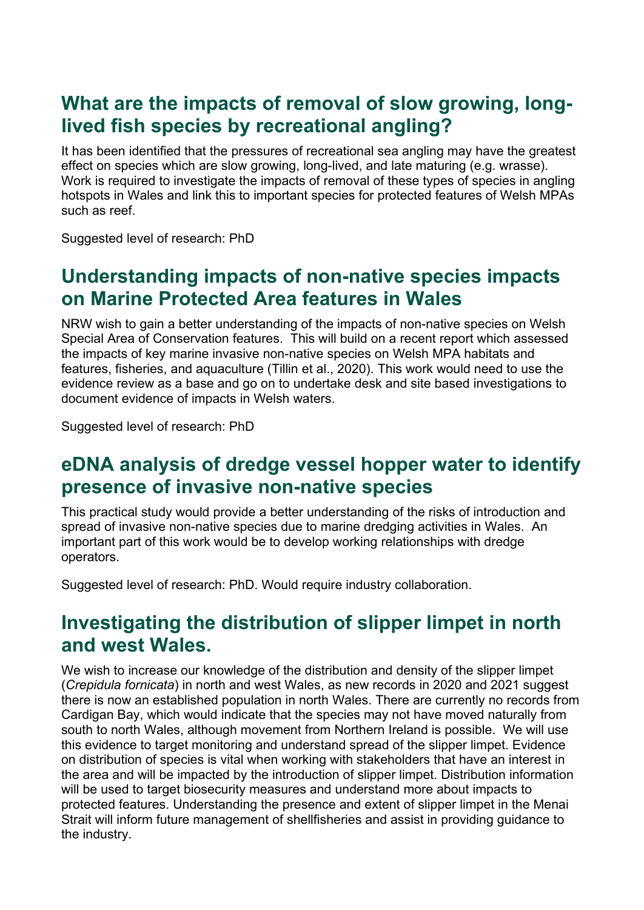## What are the impacts of removal of slow growing, long-lived fish species by recreational angling?

It has been identified that the pressures of recreational sea angling may have the greatest effect on species which are slow growing, long-lived, and late maturing (e.g. wrasse). Work is required to investigate the impacts of removal of these types of species in angling hotspots in Wales and link this to important species for protected features of Welsh MPAs such as reef.

Suggested level of research: PhD

## Understanding impacts of non-native species impacts on Marine Protected Area features in Wales

NRW wish to gain a better understanding of the impacts of non-native species on Welsh Special Area of Conservation features. This will build on a recent report which assessed the impacts of key marine invasive non-native species on Welsh MPA habitats and features, fisheries, and aquaculture (Tillin et al., 2020). This work would need to use the evidence review as a base and go on to undertake desk and site based investigations to document evidence of impacts in Welsh waters.

Suggested level of research: PhD

## eDNA analysis of dredge vessel hopper water to identify presence of invasive non-native species

This practical study would provide a better understanding of the risks of introduction and spread of invasive non-native species due to marine dredging activities in Wales. An important part of this work would be to develop working relationships with dredge operators.

Suggested level of research: PhD. Would require industry collaboration.

## Investigating the distribution of slipper limpet in north and west Wales.

We wish to increase our knowledge of the distribution and density of the slipper limpet (*Crepidula fornicata*) in north and west Wales, as new records in 2020 and 2021 suggest there is now an established population in north Wales. There are currently no records from Cardigan Bay, which would indicate that the species may not have moved naturally from south to north Wales, although movement from Northern Ireland is possible. We will use this evidence to target monitoring and understand spread of the slipper limpet. Evidence on distribution of species is vital when working with stakeholders that have an interest in the area and will be impacted by the introduction of slipper limpet. Distribution information will be used to target biosecurity measures and understand more about impacts to protected features. Understanding the presence and extent of slipper limpet in the Menai Strait will inform future management of shellfisheries and assist in providing guidance to the industry.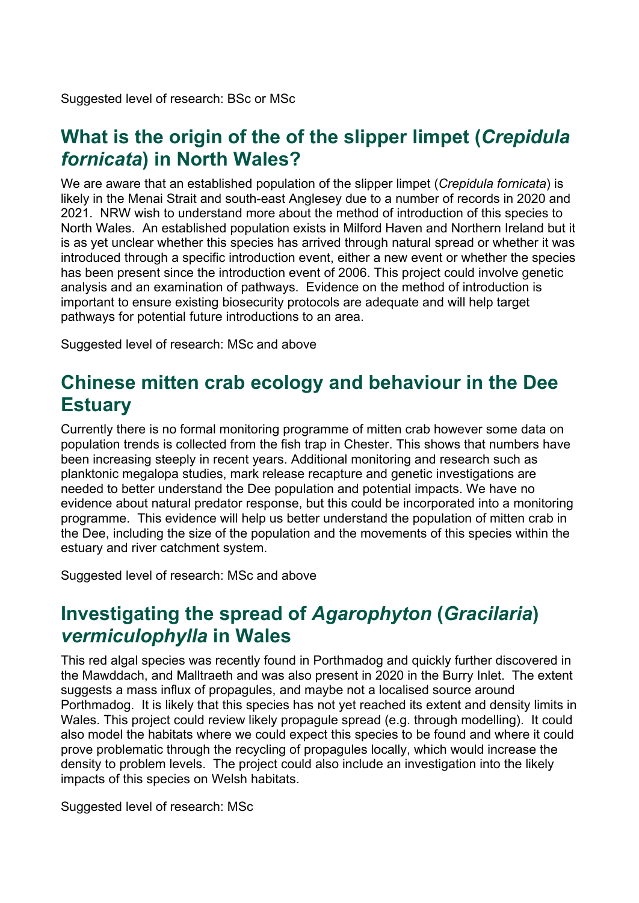Suggested level of research: BSc or MSc

## What is the origin of the of the slipper limpet (*Crepidula fornicata*) in North Wales?

We are aware that an established population of the slipper limpet (*Crepidula fornicata*) is likely in the Menai Strait and south-east Anglesey due to a number of records in 2020 and 2021. NRW wish to understand more about the method of introduction of this species to North Wales. An established population exists in Milford Haven and Northern Ireland but it is as yet unclear whether this species has arrived through natural spread or whether it was introduced through a specific introduction event, either a new event or whether the species has been present since the introduction event of 2006. This project could involve genetic analysis and an examination of pathways. Evidence on the method of introduction is important to ensure existing biosecurity protocols are adequate and will help target pathways for potential future introductions to an area.

Suggested level of research: MSc and above

## Chinese mitten crab ecology and behaviour in the Dee Estuary

Currently there is no formal monitoring programme of mitten crab however some data on population trends is collected from the fish trap in Chester. This shows that numbers have been increasing steeply in recent years. Additional monitoring and research such as planktonic megalopa studies, mark release recapture and genetic investigations are needed to better understand the Dee population and potential impacts. We have no evidence about natural predator response, but this could be incorporated into a monitoring programme. This evidence will help us better understand the population of mitten crab in the Dee, including the size of the population and the movements of this species within the estuary and river catchment system.

Suggested level of research: MSc and above

## Investigating the spread of *Agarophyton* (*Gracilaria*) *vermiculophylla* in Wales

This red algal species was recently found in Porthmadog and quickly further discovered in the Mawddach, and Malltraeth and was also present in 2020 in the Burry Inlet. The extent suggests a mass influx of propagules, and maybe not a localised source around Porthmadog. It is likely that this species has not yet reached its extent and density limits in Wales. This project could review likely propagule spread (e.g. through modelling). It could also model the habitats where we could expect this species to be found and where it could prove problematic through the recycling of propagules locally, which would increase the density to problem levels. The project could also include an investigation into the likely impacts of this species on Welsh habitats.

Suggested level of research: MSc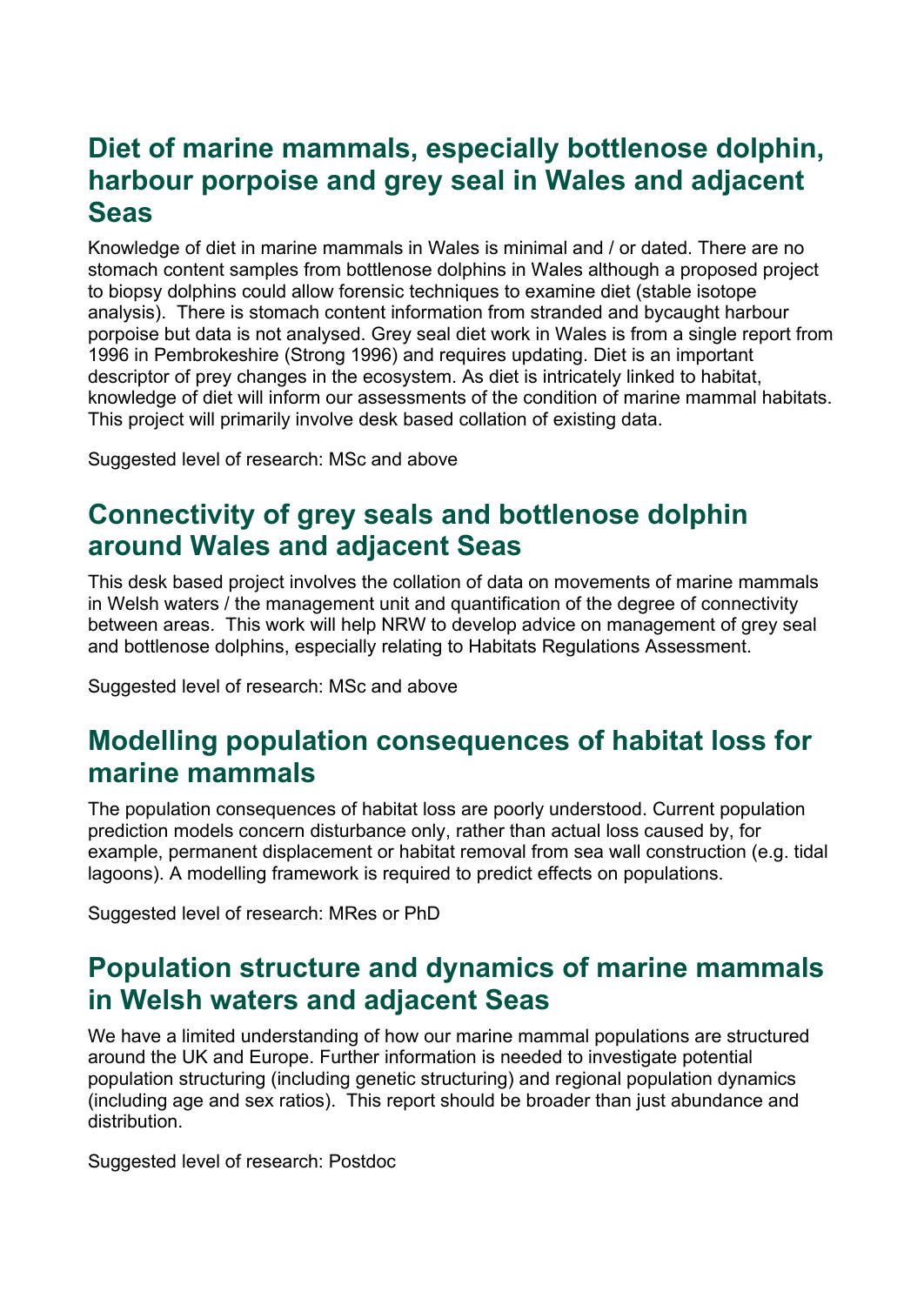## Diet of marine mammals, especially bottlenose dolphin, harbour porpoise and grey seal in Wales and adjacent Seas

Knowledge of diet in marine mammals in Wales is minimal and / or dated. There are no stomach content samples from bottlenose dolphins in Wales although a proposed project to biopsy dolphins could allow forensic techniques to examine diet (stable isotope analysis). There is stomach content information from stranded and bycaught harbour porpoise but data is not analysed. Grey seal diet work in Wales is from a single report from 1996 in Pembrokeshire (Strong 1996) and requires updating. Diet is an important descriptor of prey changes in the ecosystem. As diet is intricately linked to habitat, knowledge of diet will inform our assessments of the condition of marine mammal habitats. This project will primarily involve desk based collation of existing data.

Suggested level of research: MSc and above

## Connectivity of grey seals and bottlenose dolphin around Wales and adjacent Seas

This desk based project involves the collation of data on movements of marine mammals in Welsh waters / the management unit and quantification of the degree of connectivity between areas. This work will help NRW to develop advice on management of grey seal and bottlenose dolphins, especially relating to Habitats Regulations Assessment.

Suggested level of research: MSc and above

## Modelling population consequences of habitat loss for marine mammals

The population consequences of habitat loss are poorly understood. Current population prediction models concern disturbance only, rather than actual loss caused by, for example, permanent displacement or habitat removal from sea wall construction (e.g. tidal lagoons). A modelling framework is required to predict effects on populations.

Suggested level of research: MRes or PhD

## Population structure and dynamics of marine mammals in Welsh waters and adjacent Seas

We have a limited understanding of how our marine mammal populations are structured around the UK and Europe. Further information is needed to investigate potential population structuring (including genetic structuring) and regional population dynamics (including age and sex ratios). This report should be broader than just abundance and distribution.

Suggested level of research: Postdoc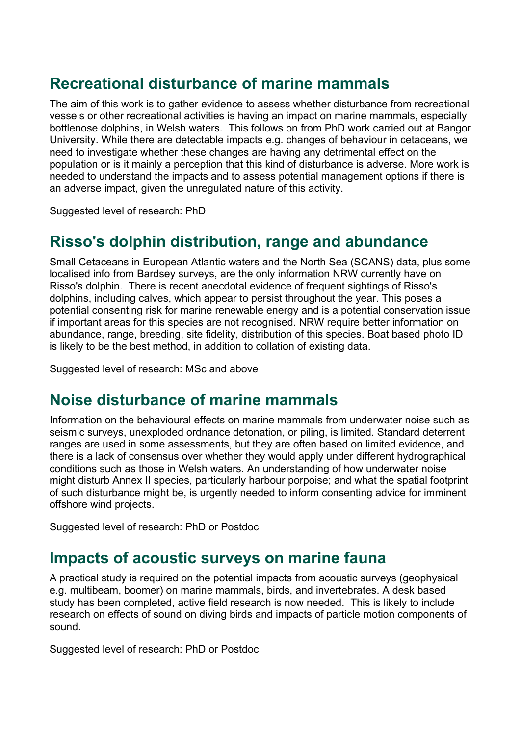## Recreational disturbance of marine mammals

The aim of this work is to gather evidence to assess whether disturbance from recreational vessels or other recreational activities is having an impact on marine mammals, especially bottlenose dolphins, in Welsh waters. This follows on from PhD work carried out at Bangor University. While there are detectable impacts e.g. changes of behaviour in cetaceans, we need to investigate whether these changes are having any detrimental effect on the population or is it mainly a perception that this kind of disturbance is adverse. More work is needed to understand the impacts and to assess potential management options if there is an adverse impact, given the unregulated nature of this activity.

Suggested level of research: PhD

## Risso's dolphin distribution, range and abundance

Small Cetaceans in European Atlantic waters and the North Sea (SCANS) data, plus some localised info from Bardsey surveys, are the only information NRW currently have on Risso's dolphin. There is recent anecdotal evidence of frequent sightings of Risso's dolphins, including calves, which appear to persist throughout the year. This poses a potential consenting risk for marine renewable energy and is a potential conservation issue if important areas for this species are not recognised. NRW require better information on abundance, range, breeding, site fidelity, distribution of this species. Boat based photo ID is likely to be the best method, in addition to collation of existing data.

Suggested level of research: MSc and above

## Noise disturbance of marine mammals

Information on the behavioural effects on marine mammals from underwater noise such as seismic surveys, unexploded ordnance detonation, or piling, is limited. Standard deterrent ranges are used in some assessments, but they are often based on limited evidence, and there is a lack of consensus over whether they would apply under different hydrographical conditions such as those in Welsh waters. An understanding of how underwater noise might disturb Annex II species, particularly harbour porpoise; and what the spatial footprint of such disturbance might be, is urgently needed to inform consenting advice for imminent offshore wind projects.

Suggested level of research: PhD or Postdoc

## Impacts of acoustic surveys on marine fauna

A practical study is required on the potential impacts from acoustic surveys (geophysical e.g. multibeam, boomer) on marine mammals, birds, and invertebrates. A desk based study has been completed, active field research is now needed. This is likely to include research on effects of sound on diving birds and impacts of particle motion components of sound.

Suggested level of research: PhD or Postdoc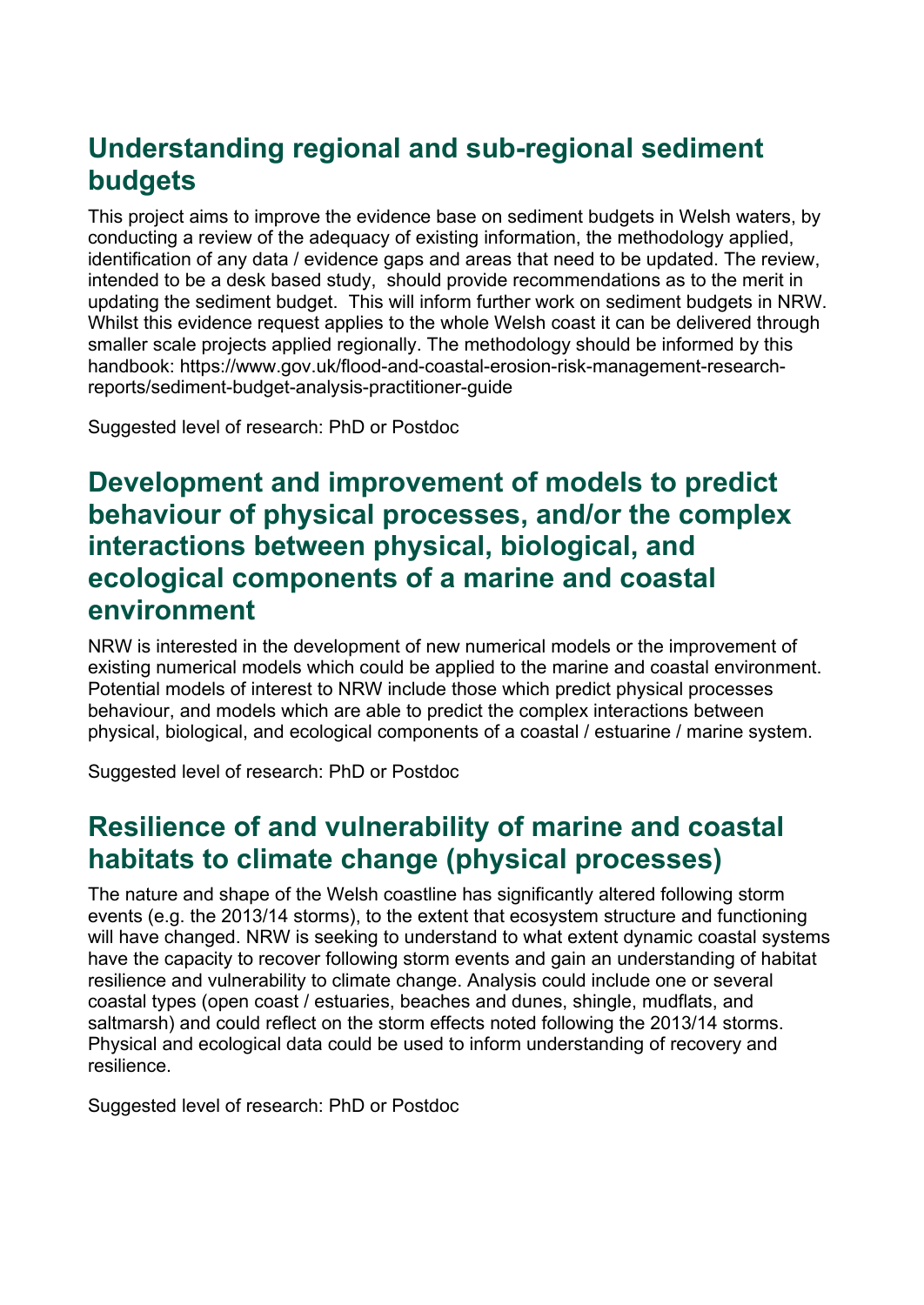## Understanding regional and sub-regional sediment budgets

This project aims to improve the evidence base on sediment budgets in Welsh waters, by conducting a review of the adequacy of existing information, the methodology applied, identification of any data / evidence gaps and areas that need to be updated. The review, intended to be a desk based study, should provide recommendations as to the merit in updating the sediment budget. This will inform further work on sediment budgets in NRW. Whilst this evidence request applies to the whole Welsh coast it can be delivered through smaller scale projects applied regionally. The methodology should be informed by this handbook: https://www.gov.uk/flood-and-coastal-erosion-risk-management-research-reports/sediment-budget-analysis-practitioner-guide

Suggested level of research: PhD or Postdoc

## Development and improvement of models to predict behaviour of physical processes, and/or the complex interactions between physical, biological, and ecological components of a marine and coastal environment

NRW is interested in the development of new numerical models or the improvement of existing numerical models which could be applied to the marine and coastal environment. Potential models of interest to NRW include those which predict physical processes behaviour, and models which are able to predict the complex interactions between physical, biological, and ecological components of a coastal / estuarine / marine system.

Suggested level of research: PhD or Postdoc

## Resilience of and vulnerability of marine and coastal habitats to climate change (physical processes)

The nature and shape of the Welsh coastline has significantly altered following storm events (e.g. the 2013/14 storms), to the extent that ecosystem structure and functioning will have changed. NRW is seeking to understand to what extent dynamic coastal systems have the capacity to recover following storm events and gain an understanding of habitat resilience and vulnerability to climate change. Analysis could include one or several coastal types (open coast / estuaries, beaches and dunes, shingle, mudflats, and saltmarsh) and could reflect on the storm effects noted following the 2013/14 storms. Physical and ecological data could be used to inform understanding of recovery and resilience.

Suggested level of research: PhD or Postdoc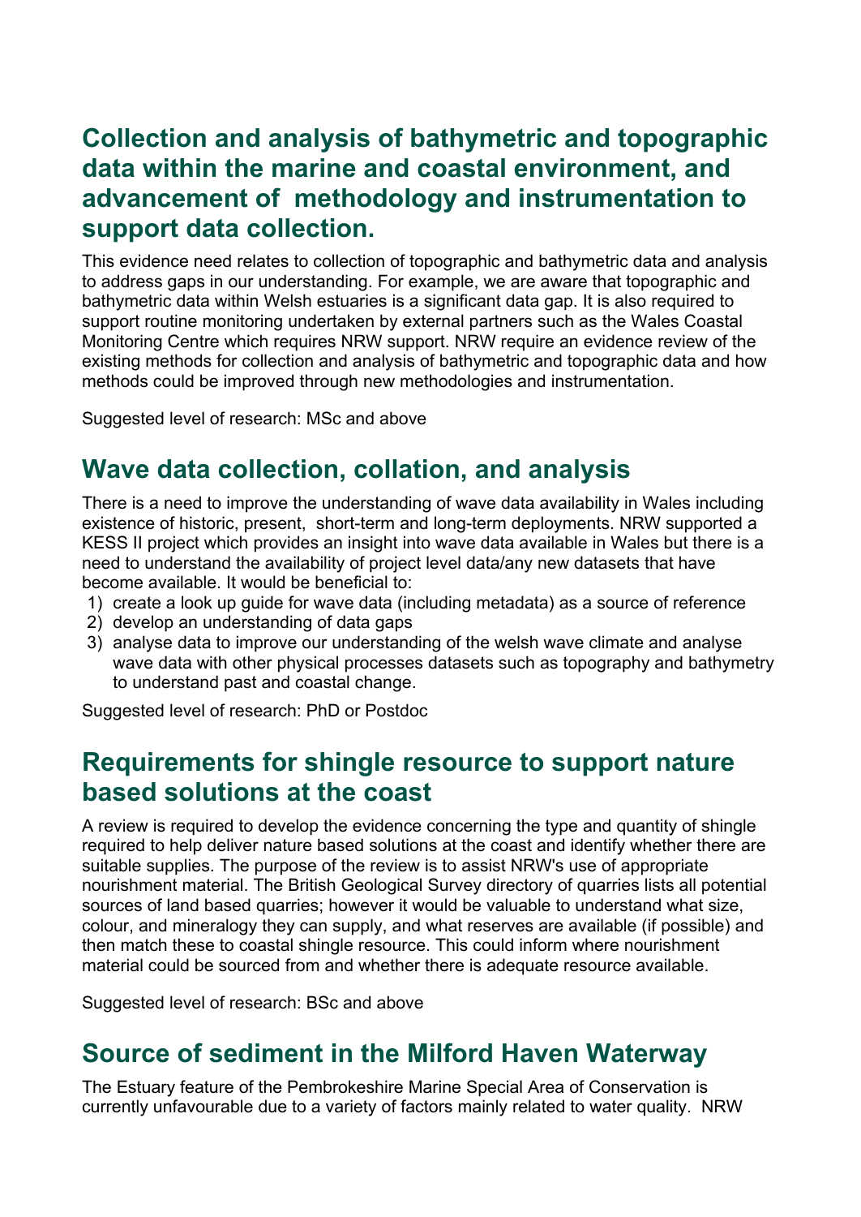## Collection and analysis of bathymetric and topographic data within the marine and coastal environment, and advancement of methodology and instrumentation to support data collection.

This evidence need relates to collection of topographic and bathymetric data and analysis to address gaps in our understanding. For example, we are aware that topographic and bathymetric data within Welsh estuaries is a significant data gap. It is also required to support routine monitoring undertaken by external partners such as the Wales Coastal Monitoring Centre which requires NRW support. NRW require an evidence review of the existing methods for collection and analysis of bathymetric and topographic data and how methods could be improved through new methodologies and instrumentation.

Suggested level of research: MSc and above

## Wave data collection, collation, and analysis

There is a need to improve the understanding of wave data availability in Wales including existence of historic, present, short-term and long-term deployments. NRW supported a KESS II project which provides an insight into wave data available in Wales but there is a need to understand the availability of project level data/any new datasets that have become available. It would be beneficial to:

1) create a look up guide for wave data (including metadata) as a source of reference
2) develop an understanding of data gaps
3) analyse data to improve our understanding of the welsh wave climate and analyse wave data with other physical processes datasets such as topography and bathymetry to understand past and coastal change.

Suggested level of research: PhD or Postdoc

## Requirements for shingle resource to support nature based solutions at the coast

A review is required to develop the evidence concerning the type and quantity of shingle required to help deliver nature based solutions at the coast and identify whether there are suitable supplies. The purpose of the review is to assist NRW's use of appropriate nourishment material. The British Geological Survey directory of quarries lists all potential sources of land based quarries; however it would be valuable to understand what size, colour, and mineralogy they can supply, and what reserves are available (if possible) and then match these to coastal shingle resource. This could inform where nourishment material could be sourced from and whether there is adequate resource available.

Suggested level of research: BSc and above

## Source of sediment in the Milford Haven Waterway

The Estuary feature of the Pembrokeshire Marine Special Area of Conservation is currently unfavourable due to a variety of factors mainly related to water quality. NRW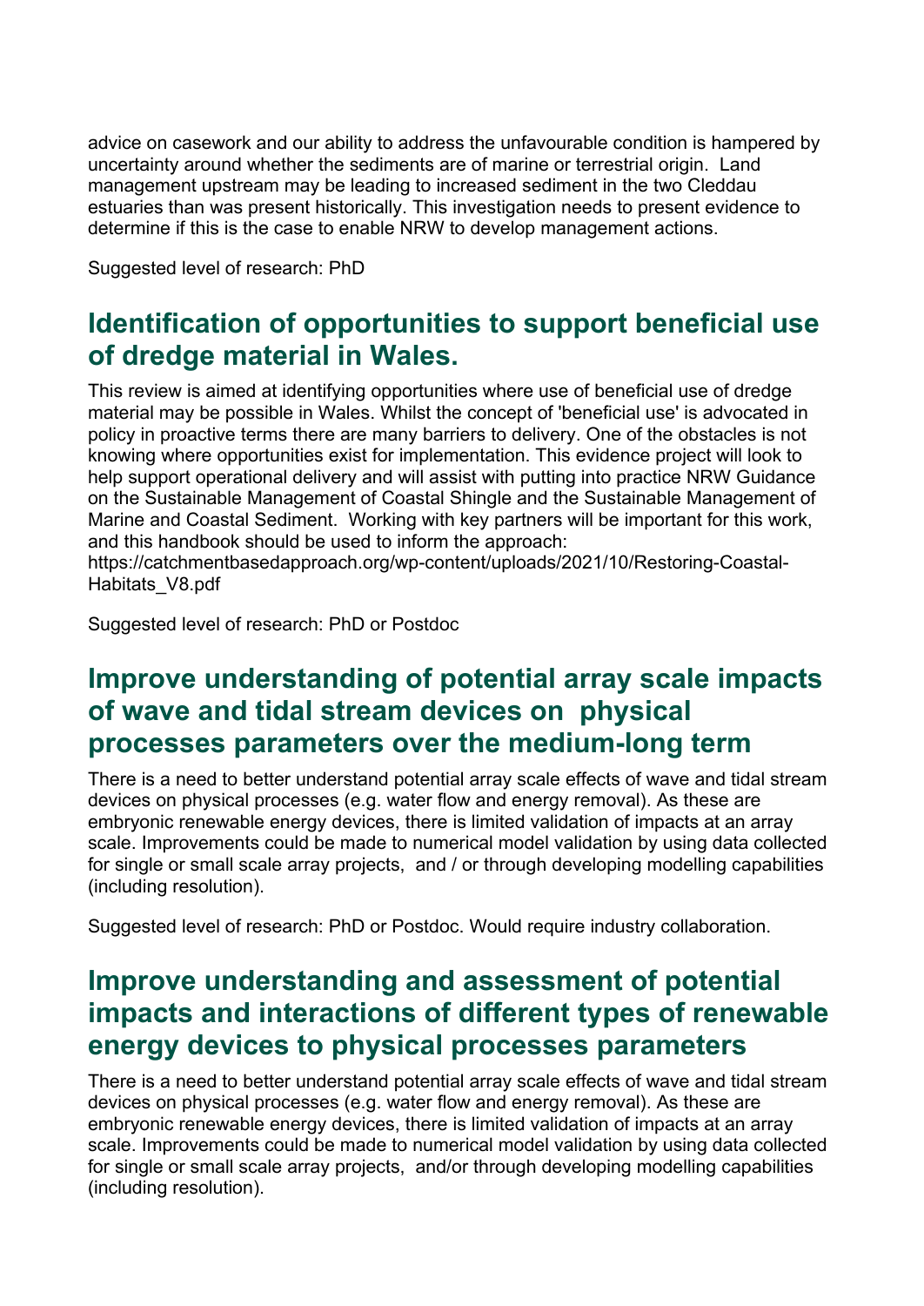advice on casework and our ability to address the unfavourable condition is hampered by uncertainty around whether the sediments are of marine or terrestrial origin. Land management upstream may be leading to increased sediment in the two Cleddau estuaries than was present historically. This investigation needs to present evidence to determine if this is the case to enable NRW to develop management actions.

Suggested level of research: PhD

## Identification of opportunities to support beneficial use of dredge material in Wales.

This review is aimed at identifying opportunities where use of beneficial use of dredge material may be possible in Wales. Whilst the concept of 'beneficial use' is advocated in policy in proactive terms there are many barriers to delivery. One of the obstacles is not knowing where opportunities exist for implementation. This evidence project will look to help support operational delivery and will assist with putting into practice NRW Guidance on the Sustainable Management of Coastal Shingle and the Sustainable Management of Marine and Coastal Sediment. Working with key partners will be important for this work, and this handbook should be used to inform the approach: https://catchmentbasedapproach.org/wp-content/uploads/2021/10/Restoring-Coastal-Habitats_V8.pdf

Suggested level of research: PhD or Postdoc

## Improve understanding of potential array scale impacts of wave and tidal stream devices on physical processes parameters over the medium-long term

There is a need to better understand potential array scale effects of wave and tidal stream devices on physical processes (e.g. water flow and energy removal). As these are embryonic renewable energy devices, there is limited validation of impacts at an array scale. Improvements could be made to numerical model validation by using data collected for single or small scale array projects, and / or through developing modelling capabilities (including resolution).

Suggested level of research: PhD or Postdoc. Would require industry collaboration.

## Improve understanding and assessment of potential impacts and interactions of different types of renewable energy devices to physical processes parameters

There is a need to better understand potential array scale effects of wave and tidal stream devices on physical processes (e.g. water flow and energy removal). As these are embryonic renewable energy devices, there is limited validation of impacts at an array scale. Improvements could be made to numerical model validation by using data collected for single or small scale array projects, and/or through developing modelling capabilities (including resolution).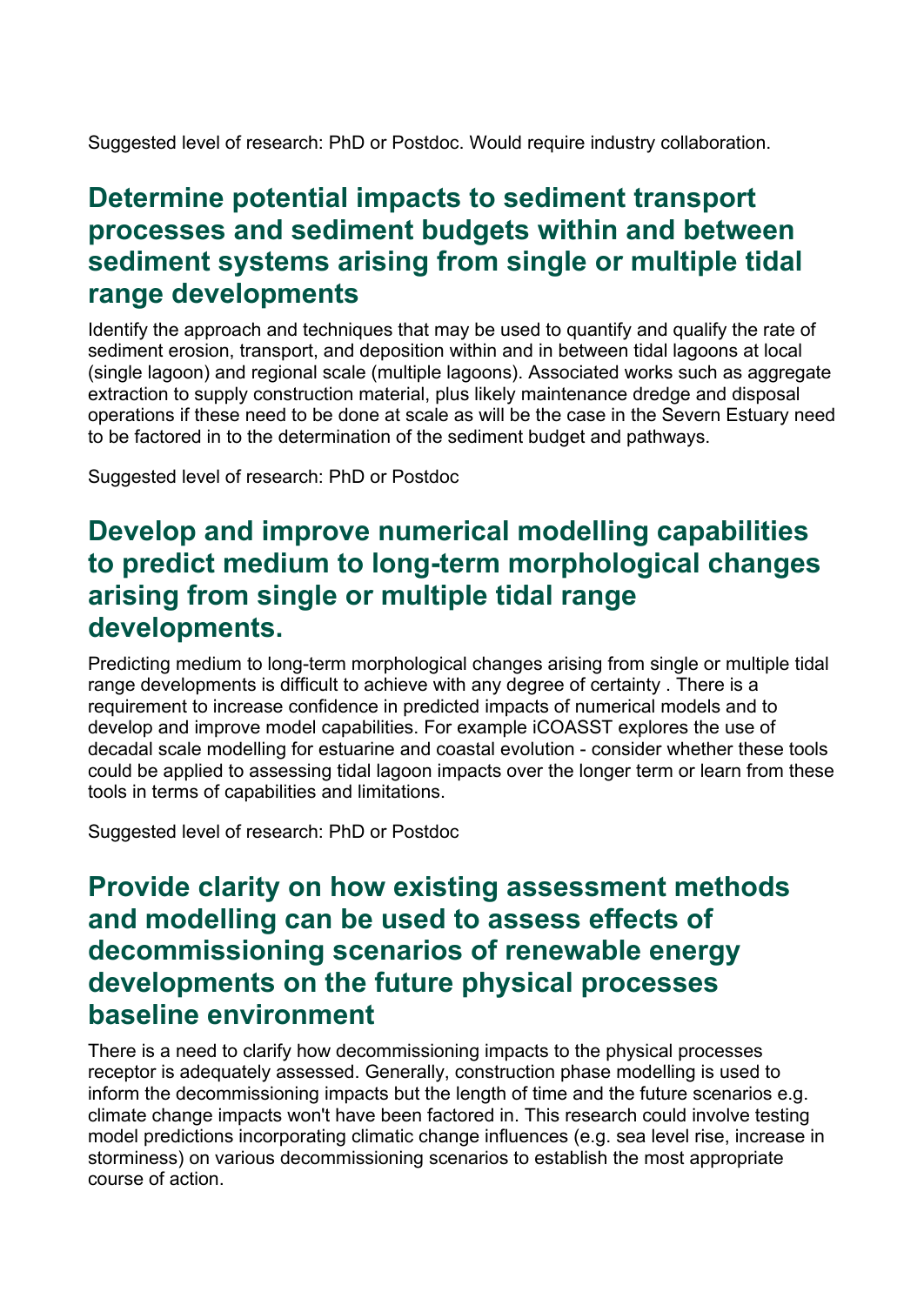Suggested level of research: PhD or Postdoc. Would require industry collaboration.

## Determine potential impacts to sediment transport processes and sediment budgets within and between sediment systems arising from single or multiple tidal range developments

Identify the approach and techniques that may be used to quantify and qualify the rate of sediment erosion, transport, and deposition within and in between tidal lagoons at local (single lagoon) and regional scale (multiple lagoons). Associated works such as aggregate extraction to supply construction material, plus likely maintenance dredge and disposal operations if these need to be done at scale as will be the case in the Severn Estuary need to be factored in to the determination of the sediment budget and pathways.

Suggested level of research: PhD or Postdoc

## Develop and improve numerical modelling capabilities to predict medium to long-term morphological changes arising from single or multiple tidal range developments.

Predicting medium to long-term morphological changes arising from single or multiple tidal range developments is difficult to achieve with any degree of certainty . There is a requirement to increase confidence in predicted impacts of numerical models and to develop and improve model capabilities. For example iCOASST explores the use of decadal scale modelling for estuarine and coastal evolution - consider whether these tools could be applied to assessing tidal lagoon impacts over the longer term or learn from these tools in terms of capabilities and limitations.

Suggested level of research: PhD or Postdoc

## Provide clarity on how existing assessment methods and modelling can be used to assess effects of decommissioning scenarios of renewable energy developments on the future physical processes baseline environment

There is a need to clarify how decommissioning impacts to the physical processes receptor is adequately assessed. Generally, construction phase modelling is used to inform the decommissioning impacts but the length of time and the future scenarios e.g. climate change impacts won't have been factored in. This research could involve testing model predictions incorporating climatic change influences (e.g. sea level rise, increase in storminess) on various decommissioning scenarios to establish the most appropriate course of action.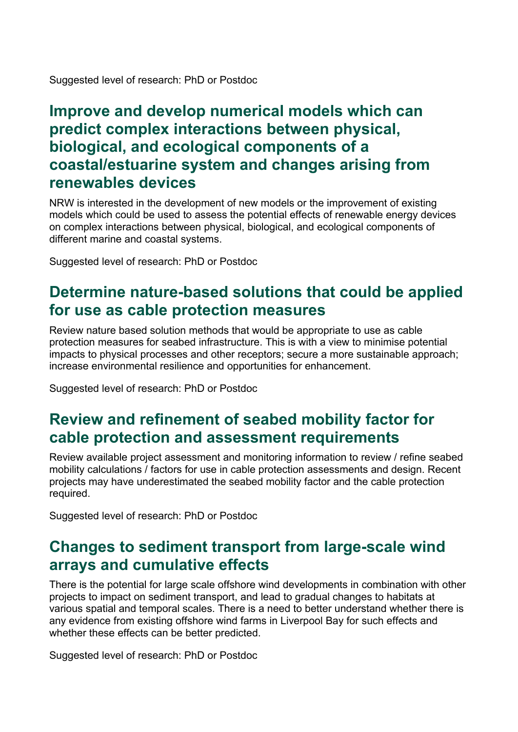Suggested level of research: PhD or Postdoc

## Improve and develop numerical models which can predict complex interactions between physical, biological, and ecological components of a coastal/estuarine system and changes arising from renewables devices

NRW is interested in the development of new models or the improvement of existing models which could be used to assess the potential effects of renewable energy devices on complex interactions between physical, biological, and ecological components of different marine and coastal systems.

Suggested level of research: PhD or Postdoc

## Determine nature-based solutions that could be applied for use as cable protection measures

Review nature based solution methods that would be appropriate to use as cable protection measures for seabed infrastructure. This is with a view to minimise potential impacts to physical processes and other receptors; secure a more sustainable approach; increase environmental resilience and opportunities for enhancement.

Suggested level of research: PhD or Postdoc

## Review and refinement of seabed mobility factor for cable protection and assessment requirements

Review available project assessment and monitoring information to review / refine seabed mobility calculations / factors for use in cable protection assessments and design. Recent projects may have underestimated the seabed mobility factor and the cable protection required.

Suggested level of research: PhD or Postdoc

## Changes to sediment transport from large-scale wind arrays and cumulative effects

There is the potential for large scale offshore wind developments in combination with other projects to impact on sediment transport, and lead to gradual changes to habitats at various spatial and temporal scales. There is a need to better understand whether there is any evidence from existing offshore wind farms in Liverpool Bay for such effects and whether these effects can be better predicted.

Suggested level of research: PhD or Postdoc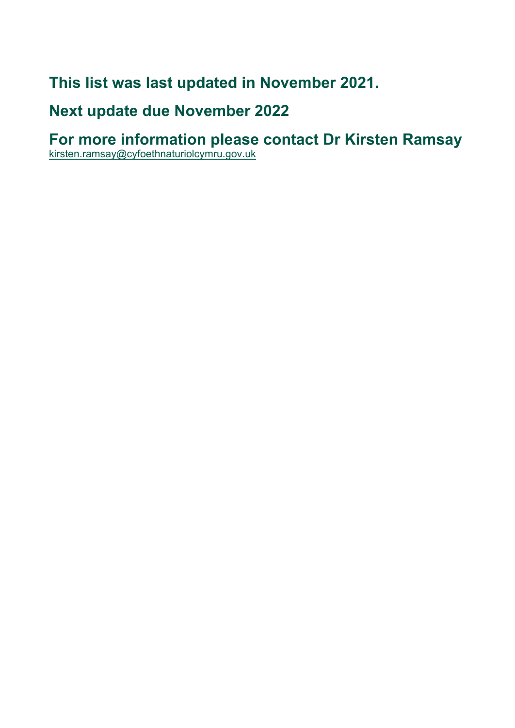**This list was last updated in November 2021.**

**Next update due November 2022**

**For more information please contact Dr Kirsten Ramsay**

kirsten.ramsay@cyfoethnaturiolcymru.gov.uk